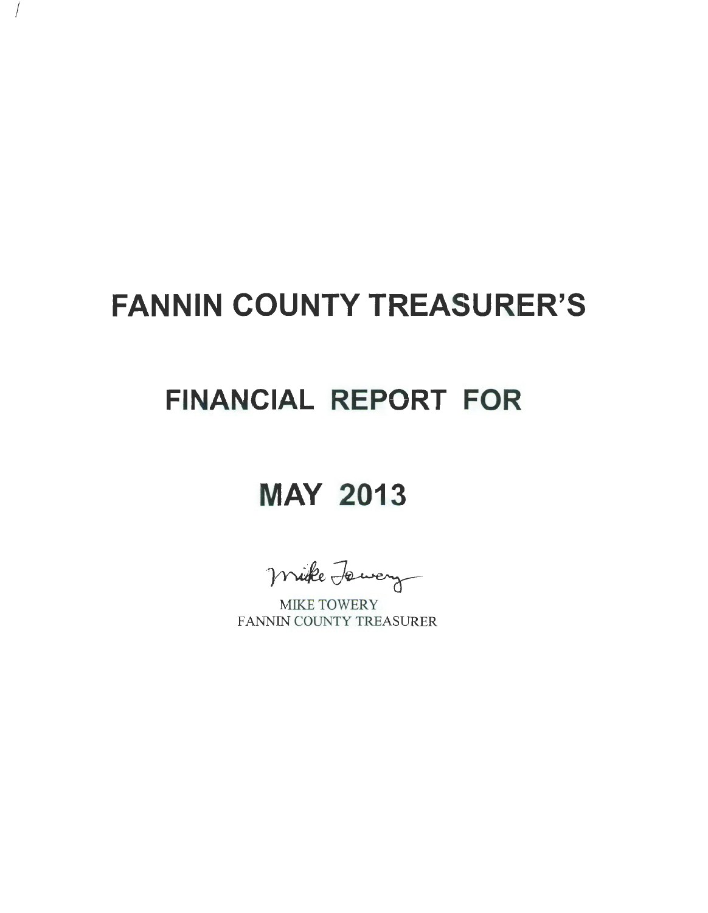# FANNIN COUNTY TREASURER'S

# FINANCIAL REPORT FOR

# MAY 2013

Mike Towery

MIKE TOWERY
FANNIN COUNTY TREASURER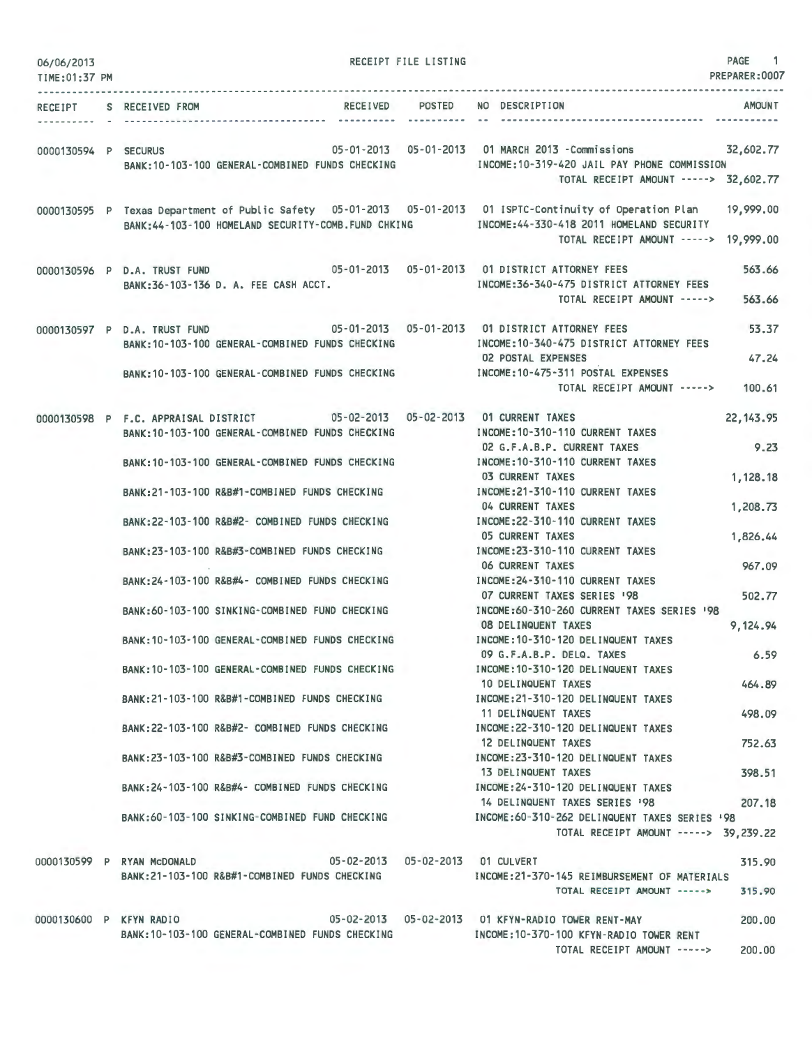06/06/2013
TIME:01:37 PM

RECEIPT FILE LISTING

PREPARER:0007

| RECEIPT | S | RECEIVED FROM | RECEIVED | POSTED | NO | DESCRIPTION | AMOUNT |
|---|---|---|---|---|---|---|---|
| 0000130594 | P | SECURUS | 05-01-2013 | 05-01-2013 | 01 | MARCH 2013 -Commissions | 32,602.77 |
| | | BANK:10-103-100 GENERAL-COMBINED FUNDS CHECKING | | | | INCOME:10-319-420 JAIL PAY PHONE COMMISSION | |
| | | | | | | TOTAL RECEIPT AMOUNT -----> | 32,602.77 |
| 0000130595 | P | Texas Department of Public Safety | 05-01-2013 | 05-01-2013 | 01 | ISPTC-Continuity of Operation Plan | 19,999.00 |
| | | BANK:44-103-100 HOMELAND SECURITY-COMB.FUND CHKING | | | | INCOME:44-330-418 2011 HOMELAND SECURITY | |
| | | | | | | TOTAL RECEIPT AMOUNT -----> | 19,999.00 |
| 0000130596 | P | D.A. TRUST FUND | 05-01-2013 | 05-01-2013 | 01 | DISTRICT ATTORNEY FEES | 563.66 |
| | | BANK:36-103-136 D. A. FEE CASH ACCT. | | | | INCOME:36-340-475 DISTRICT ATTORNEY FEES | |
| | | | | | | TOTAL RECEIPT AMOUNT -----> | 563.66 |
| 0000130597 | P | D.A. TRUST FUND | 05-01-2013 | 05-01-2013 | 01 | DISTRICT ATTORNEY FEES | 53.37 |
| | | BANK:10-103-100 GENERAL-COMBINED FUNDS CHECKING | | | | INCOME:10-340-475 DISTRICT ATTORNEY FEES | |
| | | | | | 02 | POSTAL EXPENSES | 47.24 |
| | | BANK:10-103-100 GENERAL-COMBINED FUNDS CHECKING | | | | INCOME:10-475-311 POSTAL EXPENSES | |
| | | | | | | TOTAL RECEIPT AMOUNT -----> | 100.61 |
| 0000130598 | P | F.C. APPRAISAL DISTRICT | 05-02-2013 | 05-02-2013 | 01 | CURRENT TAXES | 22,143.95 |
| | | BANK:10-103-100 GENERAL-COMBINED FUNDS CHECKING | | | | INCOME:10-310-110 CURRENT TAXES | |
| | | | | | 02 | G.F.A.B.P. CURRENT TAXES | 9.23 |
| | | BANK:10-103-100 GENERAL-COMBINED FUNDS CHECKING | | | | INCOME:10-310-110 CURRENT TAXES | |
| | | | | | 03 | CURRENT TAXES | 1,128.18 |
| | | BANK:21-103-100 R&B#1-COMBINED FUNDS CHECKING | | | | INCOME:21-310-110 CURRENT TAXES | |
| | | | | | 04 | CURRENT TAXES | 1,208.73 |
| | | BANK:22-103-100 R&B#2- COMBINED FUNDS CHECKING | | | | INCOME:22-310-110 CURRENT TAXES | |
| | | | | | 05 | CURRENT TAXES | 1,826.44 |
| | | BANK:23-103-100 R&B#3-COMBINED FUNDS CHECKING | | | | INCOME:23-310-110 CURRENT TAXES | |
| | | | | | 06 | CURRENT TAXES | 967.09 |
| | | BANK:24-103-100 R&B#4- COMBINED FUNDS CHECKING | | | | INCOME:24-310-110 CURRENT TAXES | |
| | | | | | 07 | CURRENT TAXES SERIES '98 | 502.77 |
| | | BANK:60-103-100 SINKING-COMBINED FUND CHECKING | | | | INCOME:60-310-260 CURRENT TAXES SERIES '98 | |
| | | | | | 08 | DELINQUENT TAXES | 9,124.94 |
| | | BANK:10-103-100 GENERAL-COMBINED FUNDS CHECKING | | | | INCOME:10-310-120 DELINQUENT TAXES | |
| | | | | | 09 | G.F.A.B.P. DELQ. TAXES | 6.59 |
| | | BANK:10-103-100 GENERAL-COMBINED FUNDS CHECKING | | | | INCOME:10-310-120 DELINQUENT TAXES | |
| | | | | | 10 | DELINQUENT TAXES | 464.89 |
| | | BANK:21-103-100 R&B#1-COMBINED FUNDS CHECKING | | | | INCOME:21-310-120 DELINQUENT TAXES | |
| | | | | | 11 | DELINQUENT TAXES | 498.09 |
| | | BANK:22-103-100 R&B#2- COMBINED FUNDS CHECKING | | | | INCOME:22-310-120 DELINQUENT TAXES | |
| | | | | | 12 | DELINQUENT TAXES | 752.63 |
| | | BANK:23-103-100 R&B#3-COMBINED FUNDS CHECKING | | | | INCOME:23-310-120 DELINQUENT TAXES | |
| | | | | | 13 | DELINQUENT TAXES | 398.51 |
| | | BANK:24-103-100 R&B#4- COMBINED FUNDS CHECKING | | | | INCOME:24-310-120 DELINQUENT TAXES | |
| | | | | | 14 | DELINQUENT TAXES SERIES '98 | 207.18 |
| | | BANK:60-103-100 SINKING-COMBINED FUND CHECKING | | | | INCOME:60-310-262 DELINQUENT TAXES SERIES '98 | |
| | | | | | | TOTAL RECEIPT AMOUNT -----> | 39,239.22 |
| 0000130599 | P | RYAN McDONALD | 05-02-2013 | 05-02-2013 | 01 | CULVERT | 315.90 |
| | | BANK:21-103-100 R&B#1-COMBINED FUNDS CHECKING | | | | INCOME:21-370-145 REIMBURSEMENT OF MATERIALS | |
| | | | | | | TOTAL RECEIPT AMOUNT -----> | 315.90 |
| 0000130600 | P | KFYN RADIO | 05-02-2013 | 05-02-2013 | 01 | KFYN-RADIO TOWER RENT-MAY | 200.00 |
| | | BANK:10-103-100 GENERAL-COMBINED FUNDS CHECKING | | | | INCOME:10-370-100 KFYN-RADIO TOWER RENT | |
| | | | | | | TOTAL RECEIPT AMOUNT -----> | 200.00 |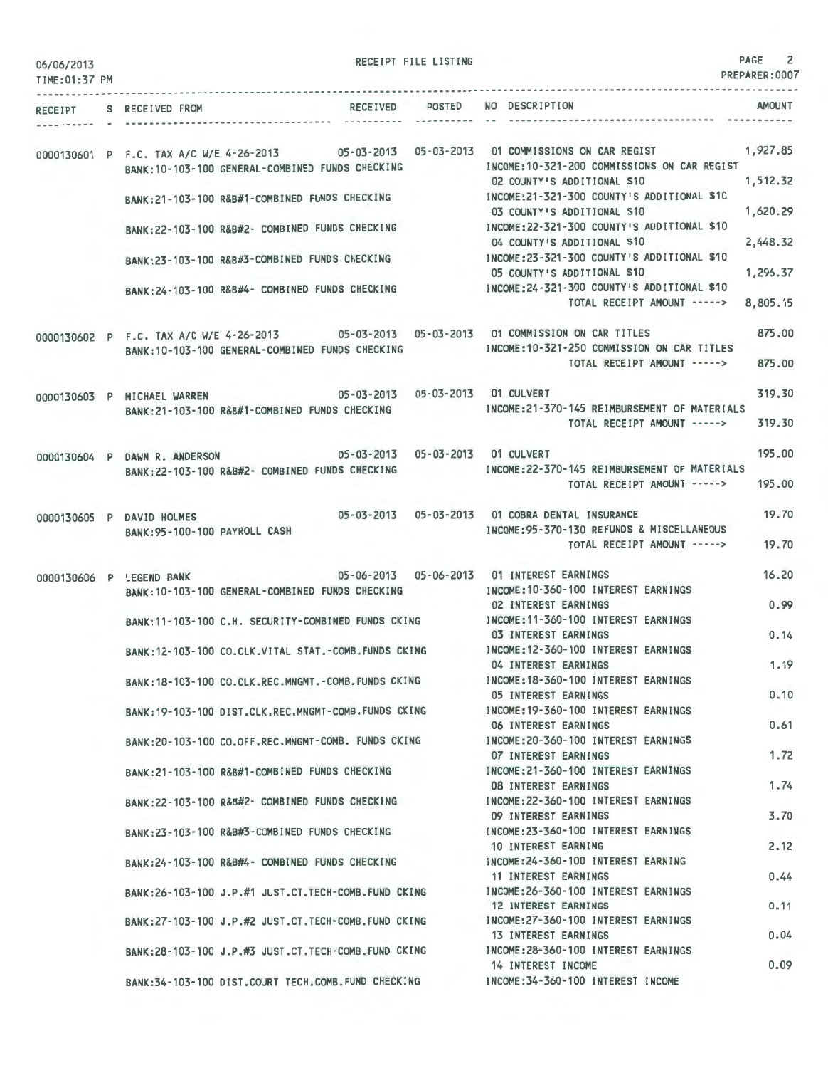RECEIPT FILE LISTING

06/06/2013
TIME:01:37 PM

PREPARER:0007

| RECEIPT | S | RECEIVED FROM | RECEIVED | POSTED | NO | DESCRIPTION | AMOUNT |
|---|---|---|---|---|---|---|---|
| 0000130601 | P | F.C. TAX A/C W/E 4-26-2013 | 05-03-2013 | 05-03-2013 | 01 | COMMISSIONS ON CAR REGIST | 1,927.85 |
| | | BANK:10-103-100 GENERAL-COMBINED FUNDS CHECKING | | | | INCOME:10-321-200 COMMISSIONS ON CAR REGIST | |
| | | | | | 02 | COUNTY'S ADDITIONAL $10 | 1,512.32 |
| | | BANK:21-103-100 R&B#1-COMBINED FUNDS CHECKING | | | | INCOME:21-321-300 COUNTY'S ADDITIONAL $10 | |
| | | | | | 03 | COUNTY'S ADDITIONAL $10 | 1,620.29 |
| | | BANK:22-103-100 R&B#2- COMBINED FUNDS CHECKING | | | | INCOME:22-321-300 COUNTY'S ADDITIONAL $10 | |
| | | | | | 04 | COUNTY'S ADDITIONAL $10 | 2,448.32 |
| | | BANK:23-103-100 R&B#3-COMBINED FUNDS CHECKING | | | | INCOME:23-321-300 COUNTY'S ADDITIONAL $10 | |
| | | | | | 05 | COUNTY'S ADDITIONAL $10 | 1,296.37 |
| | | BANK:24-103-100 R&B#4- COMBINED FUNDS CHECKING | | | | INCOME:24-321-300 COUNTY'S ADDITIONAL $10 | |
| | | | | | | TOTAL RECEIPT AMOUNT -----> | 8,805.15 |
| 0000130602 | P | F.C. TAX A/C W/E 4-26-2013 | 05-03-2013 | 05-03-2013 | 01 | COMMISSION ON CAR TITLES | 875.00 |
| | | BANK:10-103-100 GENERAL-COMBINED FUNDS CHECKING | | | | INCOME:10-321-250 COMMISSION ON CAR TITLES | |
| | | | | | | TOTAL RECEIPT AMOUNT -----> | 875.00 |
| 0000130603 | P | MICHAEL WARREN | 05-03-2013 | 05-03-2013 | 01 | CULVERT | 319.30 |
| | | BANK:21-103-100 R&B#1-COMBINED FUNDS CHECKING | | | | INCOME:21-370-145 REIMBURSEMENT OF MATERIALS | |
| | | | | | | TOTAL RECEIPT AMOUNT -----> | 319.30 |
| 0000130604 | P | DAWN R. ANDERSON | 05-03-2013 | 05-03-2013 | 01 | CULVERT | 195.00 |
| | | BANK:22-103-100 R&B#2- COMBINED FUNDS CHECKING | | | | INCOME:22-370-145 REIMBURSEMENT OF MATERIALS | |
| | | | | | | TOTAL RECEIPT AMOUNT -----> | 195.00 |
| 0000130605 | P | DAVID HOLMES | 05-03-2013 | 05-03-2013 | 01 | COBRA DENTAL INSURANCE | 19.70 |
| | | BANK:95-100-100 PAYROLL CASH | | | | INCOME:95-370-130 REFUNDS & MISCELLANEOUS | |
| | | | | | | TOTAL RECEIPT AMOUNT -----> | 19.70 |
| 0000130606 | P | LEGEND BANK | 05-06-2013 | 05-06-2013 | 01 | INTEREST EARNINGS | 16.20 |
| | | BANK:10-103-100 GENERAL-COMBINED FUNDS CHECKING | | | | INCOME:10-360-100 INTEREST EARNINGS | |
| | | | | | 02 | INTEREST EARNINGS | 0.99 |
| | | BANK:11-103-100 C.H. SECURITY-COMBINED FUNDS CKING | | | | INCOME:11-360-100 INTEREST EARNINGS | |
| | | | | | 03 | INTEREST EARNINGS | 0.14 |
| | | BANK:12-103-100 CO.CLK.VITAL STAT.-COMB.FUNDS CKING | | | | INCOME:12-360-100 INTEREST EARNINGS | |
| | | | | | 04 | INTEREST EARNINGS | 1.19 |
| | | BANK:18-103-100 CO.CLK.REC.MNGMT.-COMB.FUNDS CKING | | | | INCOME:18-360-100 INTEREST EARNINGS | |
| | | | | | 05 | INTEREST EARNINGS | 0.10 |
| | | BANK:19-103-100 DIST.CLK.REC.MNGMT-COMB.FUNDS CKING | | | | INCOME:19-360-100 INTEREST EARNINGS | |
| | | | | | 06 | INTEREST EARNINGS | 0.61 |
| | | BANK:20-103-100 CO.OFF.REC.MNGMT-COMB. FUNDS CKING | | | | INCOME:20-360-100 INTEREST EARNINGS | |
| | | | | | 07 | INTEREST EARNINGS | 1.72 |
| | | BANK:21-103-100 R&B#1-COMBINED FUNDS CHECKING | | | | INCOME:21-360-100 INTEREST EARNINGS | |
| | | | | | 08 | INTEREST EARNINGS | 1.74 |
| | | BANK:22-103-100 R&B#2- COMBINED FUNDS CHECKING | | | | INCOME:22-360-100 INTEREST EARNINGS | |
| | | | | | 09 | INTEREST EARNINGS | 3.70 |
| | | BANK:23-103-100 R&B#3-COMBINED FUNDS CHECKING | | | | INCOME:23-360-100 INTEREST EARNINGS | |
| | | | | | 10 | INTEREST EARNING | 2.12 |
| | | BANK:24-103-100 R&B#4- COMBINED FUNDS CHECKING | | | | INCOME:24-360-100 INTEREST EARNING | |
| | | | | | 11 | INTEREST EARNINGS | 0.44 |
| | | BANK:26-103-100 J.P.#1 JUST.CT.TECH-COMB.FUND CKING | | | | INCOME:26-360-100 INTEREST EARNINGS | |
| | | | | | 12 | INTEREST EARNINGS | 0.11 |
| | | BANK:27-103-100 J.P.#2 JUST.CT.TECH-COMB.FUND CKING | | | | INCOME:27-360-100 INTEREST EARNINGS | |
| | | | | | 13 | INTEREST EARNINGS | 0.04 |
| | | BANK:28-103-100 J.P.#3 JUST.CT.TECH-COMB.FUND CKING | | | | INCOME:28-360-100 INTEREST EARNINGS | |
| | | | | | 14 | INTEREST INCOME | 0.09 |
| | | BANK:34-103-100 DIST.COURT TECH.COMB.FUND CHECKING | | | | INCOME:34-360-100 INTEREST INCOME | |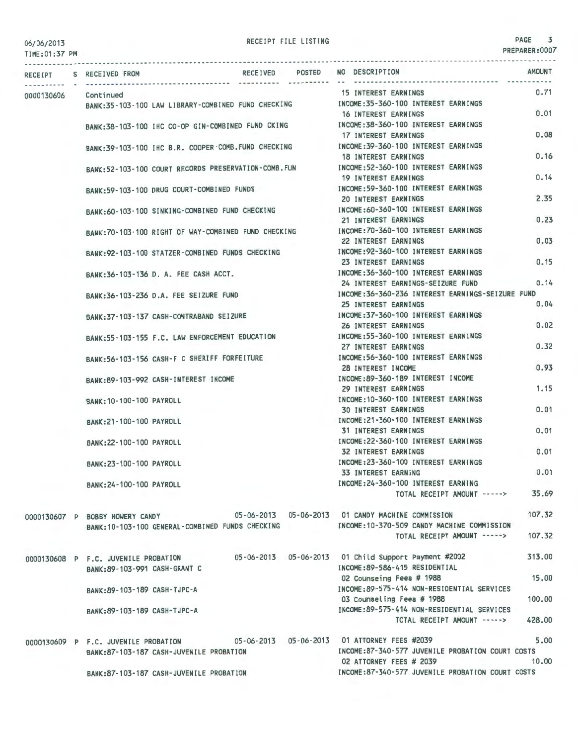# RECEIPT FILE LISTING

06/06/2013
TIME:01:37 PM

PREPARER:0007

| RECEIPT | S | RECEIVED FROM | RECEIVED | POSTED | NO DESCRIPTION | AMOUNT |
|---|---|---|---|---|---|---|
| 0000130606 | | Continued | | | 15 INTEREST EARNINGS | 0.71 |
| | | BANK:35-103-100 LAW LIBRARY-COMBINED FUND CHECKING | | | INCOME:35-360-100 INTEREST EARNINGS | |
| | | | | | 16 INTEREST EARNINGS | 0.01 |
| | | BANK:38-103-100 IHC CO-OP GIN-COMBINED FUND CKING | | | INCOME:38-360-100 INTEREST EARNINGS | |
| | | | | | 17 INTEREST EARNINGS | 0.08 |
| | | BANK:39-103-100 IHC B.R. COOPER-COMB.FUND CHECKING | | | INCOME:39-360-100 INTEREST EARNINGS | |
| | | | | | 18 INTEREST EARNINGS | 0.16 |
| | | BANK:52-103-100 COURT RECORDS PRESERVATION-COMB.FUN | | | INCOME:52-360-100 INTEREST EARNINGS | |
| | | | | | 19 INTEREST EARNINGS | 0.14 |
| | | BANK:59-103-100 DRUG COURT-COMBINED FUNDS | | | INCOME:59-360-100 INTEREST EARNINGS | |
| | | | | | 20 INTEREST EARNINGS | 2.35 |
| | | BANK:60-103-100 SINKING-COMBINED FUND CHECKING | | | INCOME:60-360-100 INTEREST EARNINGS | |
| | | | | | 21 INTEREST EARNINGS | 0.23 |
| | | BANK:70-103-100 RIGHT OF WAY-COMBINED FUND CHECKING | | | INCOME:70-360-100 INTEREST EARNINGS | |
| | | | | | 22 INTEREST EARNINGS | 0.03 |
| | | BANK:92-103-100 STATZER-COMBINED FUNDS CHECKING | | | INCOME:92-360-100 INTEREST EARNINGS | |
| | | | | | 23 INTEREST EARNINGS | 0.15 |
| | | BANK:36-103-136 D. A. FEE CASH ACCT. | | | INCOME:36-360-100 INTEREST EARNINGS | |
| | | | | | 24 INTEREST EARNINGS-SEIZURE FUND | 0.14 |
| | | BANK:36-103-236 D.A. FEE SEIZURE FUND | | | INCOME:36-360-236 INTEREST EARNINGS-SEIZURE FUND | |
| | | | | | 25 INTEREST EARNINGS | 0.04 |
| | | BANK:37-103-137 CASH-CONTRABAND SEIZURE | | | INCOME:37-360-100 INTEREST EARNINGS | |
| | | | | | 26 INTEREST EARNINGS | 0.02 |
| | | BANK:55-103-155 F.C. LAW ENFORCEMENT EDUCATION | | | INCOME:55-360-100 INTEREST EARNINGS | |
| | | | | | 27 INTEREST EARNINGS | 0.32 |
| | | BANK:56-103-156 CASH-F C SHERIFF FORFEITURE | | | INCOME:56-360-100 INTEREST EARNINGS | |
| | | | | | 28 INTEREST INCOME | 0.93 |
| | | BANK:89-103-992 CASH-INTEREST INCOME | | | INCOME:89-360-189 INTEREST INCOME | |
| | | | | | 29 INTEREST EARNINGS | 1.15 |
| | | BANK:10-100-100 PAYROLL | | | INCOME:10-360-100 INTEREST EARNINGS | |
| | | | | | 30 INTEREST EARNINGS | 0.01 |
| | | BANK:21-100-100 PAYROLL | | | INCOME:21-360-100 INTEREST EARNINGS | |
| | | | | | 31 INTEREST EARNINGS | 0.01 |
| | | BANK:22-100-100 PAYROLL | | | INCOME:22-360-100 INTEREST EARNINGS | |
| | | | | | 32 INTEREST EARNINGS | 0.01 |
| | | BANK:23-100-100 PAYROLL | | | INCOME:23-360-100 INTEREST EARNINGS | |
| | | | | | 33 INTEREST EARNING | 0.01 |
| | | BANK:24-100-100 PAYROLL | | | INCOME:24-360-100 INTEREST EARNING | |
| | | | | | TOTAL RECEIPT AMOUNT -----> | 35.69 |
| 0000130607 | P | BOBBY HOWERY CANDY | 05-06-2013 | 05-06-2013 | 01 CANDY MACHINE COMMISSION | 107.32 |
| | | BANK:10-103-100 GENERAL-COMBINED FUNDS CHECKING | | | INCOME:10-370-509 CANDY MACHINE COMMISSION | |
| | | | | | TOTAL RECEIPT AMOUNT -----> | 107.32 |
| 0000130608 | P | F.C. JUVENILE PROBATION | 05-06-2013 | 05-06-2013 | 01 Child Support Payment #2002 | 313.00 |
| | | BANK:89-103-991 CASH-GRANT C | | | INCOME:89-586-415 RESIDENTIAL | |
| | | | | | 02 Counseing Fees # 1988 | 15.00 |
| | | BANK:89-103-189 CASH-TJPC-A | | | INCOME:89-575-414 NON-RESIDENTIAL SERVICES | |
| | | | | | 03 Counseling Fees # 1988 | 100.00 |
| | | BANK:89-103-189 CASH-TJPC-A | | | INCOME:89-575-414 NON-RESIDENTIAL SERVICES | |
| | | | | | TOTAL RECEIPT AMOUNT -----> | 428.00 |
| 0000130609 | P | F.C. JUVENILE PROBATION | 05-06-2013 | 05-06-2013 | 01 ATTORNEY FEES #2039 | 5.00 |
| | | BANK:87-103-187 CASH-JUVENILE PROBATION | | | INCOME:87-340-577 JUVENILE PROBATION COURT COSTS | |
| | | | | | 02 ATTORNEY FEES # 2039 | 10.00 |
| | | BANK:87-103-187 CASH-JUVENILE PROBATION | | | INCOME:87-340-577 JUVENILE PROBATION COURT COSTS | |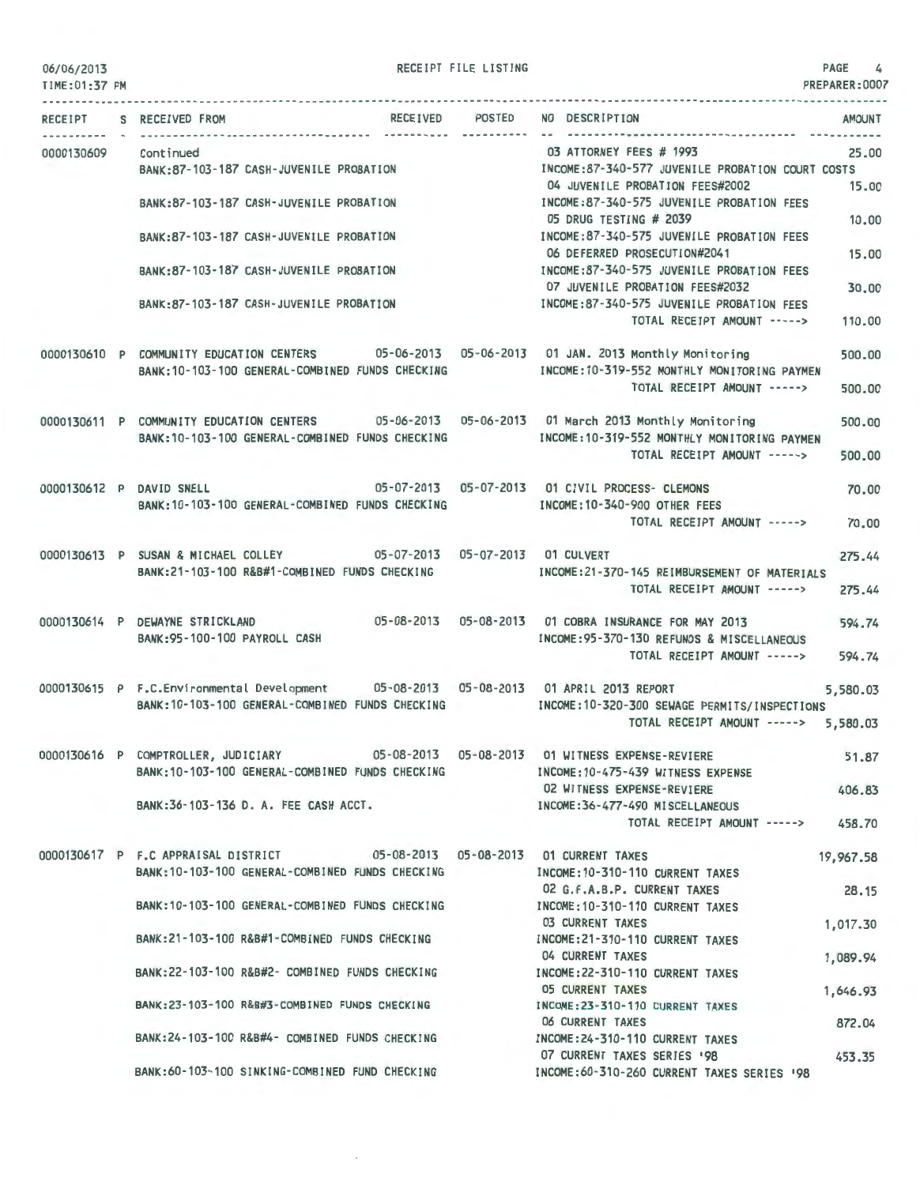| RECEIPT | S | RECEIVED FROM | RECEIVED | POSTED | NO | DESCRIPTION | AMOUNT |
|---|---|---|---|---|---|---|---|
| 0000130609 | | Continued | | | 03 | ATTORNEY FEES # 1993 | 25.00 |
| | | BANK:87-103-187 CASH-JUVENILE PROBATION | | | | INCOME:87-340-577 JUVENILE PROBATION COURT COSTS | |
| | | | | | 04 | JUVENILE PROBATION FEES#2002 | 15.00 |
| | | BANK:87-103-187 CASH-JUVENILE PROBATION | | | | INCOME:87-340-575 JUVENILE PROBATION FEES | |
| | | | | | 05 | DRUG TESTING # 2039 | 10.00 |
| | | BANK:87-103-187 CASH-JUVENILE PROBATION | | | | INCOME:87-340-575 JUVENILE PROBATION FEES | |
| | | | | | 06 | DEFERRED PROSECUTION#2041 | 15.00 |
| | | BANK:87-103-187 CASH-JUVENILE PROBATION | | | | INCOME:87-340-575 JUVENILE PROBATION FEES | |
| | | | | | 07 | JUVENILE PROBATION FEES#2032 | 30.00 |
| | | BANK:87-103-187 CASH-JUVENILE PROBATION | | | | INCOME:87-340-575 JUVENILE PROBATION FEES | |
| | | | | | | TOTAL RECEIPT AMOUNT -----> | 110.00 |
| 0000130610 | P | COMMUNITY EDUCATION CENTERS | 05-06-2013 | 05-06-2013 | 01 | JAN. 2013 Monthly Monitoring | 500.00 |
| | | BANK:10-103-100 GENERAL-COMBINED FUNDS CHECKING | | | | INCOME:10-319-552 MONTHLY MONITORING PAYMEN | |
| | | | | | | TOTAL RECEIPT AMOUNT -----> | 500.00 |
| 0000130611 | P | COMMUNITY EDUCATION CENTERS | 05-06-2013 | 05-06-2013 | 01 | March 2013 Monthly Monitoring | 500.00 |
| | | BANK:10-103-100 GENERAL-COMBINED FUNDS CHECKING | | | | INCOME:10-319-552 MONTHLY MONITORING PAYMEN | |
| | | | | | | TOTAL RECEIPT AMOUNT -----> | 500.00 |
| 0000130612 | P | DAVID SNELL | 05-07-2013 | 05-07-2013 | 01 | CIVIL PROCESS- CLEMONS | 70.00 |
| | | BANK:10-103-100 GENERAL-COMBINED FUNDS CHECKING | | | | INCOME:10-340-900 OTHER FEES | |
| | | | | | | TOTAL RECEIPT AMOUNT -----> | 70.00 |
| 0000130613 | P | SUSAN & MICHAEL COLLEY | 05-07-2013 | 05-07-2013 | 01 | CULVERT | 275.44 |
| | | BANK:21-103-100 R&B#1-COMBINED FUNDS CHECKING | | | | INCOME:21-370-145 REIMBURSEMENT OF MATERIALS | |
| | | | | | | TOTAL RECEIPT AMOUNT -----> | 275.44 |
| 0000130614 | P | DEWAYNE STRICKLAND | 05-08-2013 | 05-08-2013 | 01 | COBRA INSURANCE FOR MAY 2013 | 594.74 |
| | | BANK:95-100-100 PAYROLL CASH | | | | INCOME:95-370-130 REFUNDS & MISCELLANEOUS | |
| | | | | | | TOTAL RECEIPT AMOUNT -----> | 594.74 |
| 0000130615 | P | F.C.Environmental Development | 05-08-2013 | 05-08-2013 | 01 | APRIL 2013 REPORT | 5,580.03 |
| | | BANK:10-103-100 GENERAL-COMBINED FUNDS CHECKING | | | | INCOME:10-320-300 SEWAGE PERMITS/INSPECTIONS | |
| | | | | | | TOTAL RECEIPT AMOUNT -----> | 5,580.03 |
| 0000130616 | P | COMPTROLLER, JUDICIARY | 05-08-2013 | 05-08-2013 | 01 | WITNESS EXPENSE-REVIERE | 51.87 |
| | | BANK:10-103-100 GENERAL-COMBINED FUNDS CHECKING | | | | INCOME:10-475-439 WITNESS EXPENSE | |
| | | | | | 02 | WITNESS EXPENSE-REVIERE | 406.83 |
| | | BANK:36-103-136 D. A. FEE CASH ACCT. | | | | INCOME:36-477-490 MISCELLANEOUS | |
| | | | | | | TOTAL RECEIPT AMOUNT -----> | 458.70 |
| 0000130617 | P | F.C APPRAISAL DISTRICT | 05-08-2013 | 05-08-2013 | 01 | CURRENT TAXES | 19,967.58 |
| | | BANK:10-103-100 GENERAL-COMBINED FUNDS CHECKING | | | | INCOME:10-310-110 CURRENT TAXES | |
| | | | | | 02 | G.F.A.B.P. CURRENT TAXES | 28.15 |
| | | BANK:10-103-100 GENERAL-COMBINED FUNDS CHECKING | | | | INCOME:10-310-110 CURRENT TAXES | |
| | | | | | 03 | CURRENT TAXES | 1,017.30 |
| | | BANK:21-103-100 R&B#1-COMBINED FUNDS CHECKING | | | | INCOME:21-310-110 CURRENT TAXES | |
| | | | | | 04 | CURRENT TAXES | 1,089.94 |
| | | BANK:22-103-100 R&B#2- COMBINED FUNDS CHECKING | | | | INCOME:22-310-110 CURRENT TAXES | |
| | | | | | 05 | CURRENT TAXES | 1,646.93 |
| | | BANK:23-103-100 R&B#3-COMBINED FUNDS CHECKING | | | | INCOME:23-310-110 CURRENT TAXES | |
| | | | | | 06 | CURRENT TAXES | 872.04 |
| | | BANK:24-103-100 R&B#4- COMBINED FUNDS CHECKING | | | | INCOME:24-310-110 CURRENT TAXES | |
| | | | | | 07 | CURRENT TAXES SERIES '98 | 453.35 |
| | | BANK:60-103-100 SINKING-COMBINED FUND CHECKING | | | | INCOME:60-310-260 CURRENT TAXES SERIES '98 | |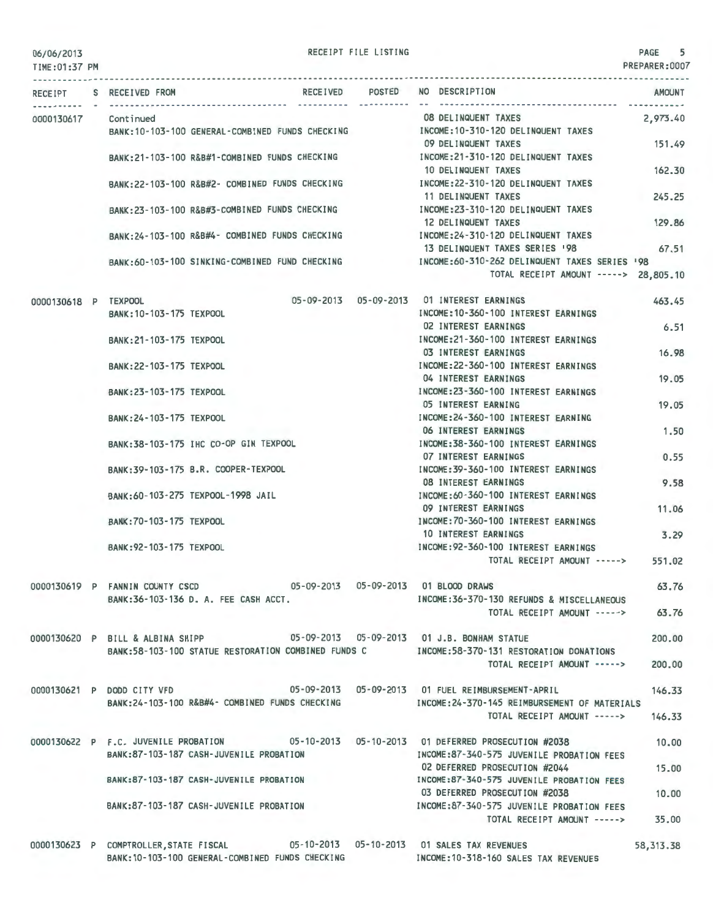RECEIPT FILE LISTING

06/06/2013
TIME:01:37 PM
PREPARER:0007

| RECEIPT | S | RECEIVED FROM | RECEIVED | POSTED | NO | DESCRIPTION | AMOUNT |
|---|---|---|---|---|---|---|---|
| 0000130617 | | Continued | | | 08 | DELINQUENT TAXES | 2,973.40 |
| | | BANK:10-103-100 GENERAL-COMBINED FUNDS CHECKING | | | | INCOME:10-310-120 DELINQUENT TAXES | |
| | | | | | 09 | DELINQUENT TAXES | 151.49 |
| | | BANK:21-103-100 R&B#1-COMBINED FUNDS CHECKING | | | | INCOME:21-310-120 DELINQUENT TAXES | |
| | | | | | 10 | DELINQUENT TAXES | 162.30 |
| | | BANK:22-103-100 R&B#2- COMBINED FUNDS CHECKING | | | | INCOME:22-310-120 DELINQUENT TAXES | |
| | | | | | 11 | DELINQUENT TAXES | 245.25 |
| | | BANK:23-103-100 R&B#3-COMBINED FUNDS CHECKING | | | | INCOME:23-310-120 DELINQUENT TAXES | |
| | | | | | 12 | DELINQUENT TAXES | 129.86 |
| | | BANK:24-103-100 R&B#4- COMBINED FUNDS CHECKING | | | | INCOME:24-310-120 DELINQUENT TAXES | |
| | | | | | 13 | DELINQUENT TAXES SERIES '98 | 67.51 |
| | | BANK:60-103-100 SINKING-COMBINED FUND CHECKING | | | | INCOME:60-310-262 DELINQUENT TAXES SERIES '98 | |
| | | | | | | TOTAL RECEIPT AMOUNT -----> | 28,805.10 |
| 0000130618 | P | TEXPOOL | 05-09-2013 | 05-09-2013 | 01 | INTEREST EARNINGS | 463.45 |
| | | BANK:10-103-175 TEXPOOL | | | | INCOME:10-360-100 INTEREST EARNINGS | |
| | | | | | 02 | INTEREST EARNINGS | 6.51 |
| | | BANK:21-103-175 TEXPOOL | | | | INCOME:21-360-100 INTEREST EARNINGS | |
| | | | | | 03 | INTEREST EARNINGS | 16.98 |
| | | BANK:22-103-175 TEXPOOL | | | | INCOME:22-360-100 INTEREST EARNINGS | |
| | | | | | 04 | INTEREST EARNINGS | 19.05 |
| | | BANK:23-103-175 TEXPOOL | | | | INCOME:23-360-100 INTEREST EARNINGS | |
| | | | | | 05 | INTEREST EARNING | 19.05 |
| | | BANK:24-103-175 TEXPOOL | | | | INCOME:24-360-100 INTEREST EARNING | |
| | | | | | 06 | INTEREST EARNINGS | 1.50 |
| | | BANK:38-103-175 IHC CO-OP GIN TEXPOOL | | | | INCOME:38-360-100 INTEREST EARNINGS | |
| | | | | | 07 | INTEREST EARNINGS | 0.55 |
| | | BANK:39-103-175 B.R. COOPER-TEXPOOL | | | | INCOME:39-360-100 INTEREST EARNINGS | |
| | | | | | 08 | INTEREST EARNINGS | 9.58 |
| | | BANK:60-103-275 TEXPOOL-1998 JAIL | | | | INCOME:60-360-100 INTEREST EARNINGS | |
| | | | | | 09 | INTEREST EARNINGS | 11.06 |
| | | BANK:70-103-175 TEXPOOL | | | | INCOME:70-360-100 INTEREST EARNINGS | |
| | | | | | 10 | INTEREST EARNINGS | 3.29 |
| | | BANK:92-103-175 TEXPOOL | | | | INCOME:92-360-100 INTEREST EARNINGS | |
| | | | | | | TOTAL RECEIPT AMOUNT -----> | 551.02 |
| 0000130619 | P | FANNIN COUNTY CSCD | 05-09-2013 | 05-09-2013 | 01 | BLOOD DRAWS | 63.76 |
| | | BANK:36-103-136 D. A. FEE CASH ACCT. | | | | INCOME:36-370-130 REFUNDS & MISCELLANEOUS | |
| | | | | | | TOTAL RECEIPT AMOUNT -----> | 63.76 |
| 0000130620 | P | BILL & ALBINA SHIPP | 05-09-2013 | 05-09-2013 | 01 | J.B. BONHAM STATUE | 200.00 |
| | | BANK:58-103-100 STATUE RESTORATION COMBINED FUNDS C | | | | INCOME:58-370-131 RESTORATION DONATIONS | |
| | | | | | | TOTAL RECEIPT AMOUNT -----> | 200.00 |
| 0000130621 | P | DODD CITY VFD | 05-09-2013 | 05-09-2013 | 01 | FUEL REIMBURSEMENT-APRIL | 146.33 |
| | | BANK:24-103-100 R&B#4- COMBINED FUNDS CHECKING | | | | INCOME:24-370-145 REIMBURSEMENT OF MATERIALS | |
| | | | | | | TOTAL RECEIPT AMOUNT -----> | 146.33 |
| 0000130622 | P | F.C. JUVENILE PROBATION | 05-10-2013 | 05-10-2013 | 01 | DEFERRED PROSECUTION #2038 | 10.00 |
| | | BANK:87-103-187 CASH-JUVENILE PROBATION | | | | INCOME:87-340-575 JUVENILE PROBATION FEES | |
| | | | | | 02 | DEFERRED PROSECUTION #2044 | 15.00 |
| | | BANK:87-103-187 CASH-JUVENILE PROBATION | | | | INCOME:87-340-575 JUVENILE PROBATION FEES | |
| | | | | | 03 | DEFERRED PROSECUTION #2038 | 10.00 |
| | | BANK:87-103-187 CASH-JUVENILE PROBATION | | | | INCOME:87-340-575 JUVENILE PROBATION FEES | |
| | | | | | | TOTAL RECEIPT AMOUNT -----> | 35.00 |
| 0000130623 | P | COMPTROLLER,STATE FISCAL | 05-10-2013 | 05-10-2013 | 01 | SALES TAX REVENUES | 58,313.38 |
| | | BANK:10-103-100 GENERAL-COMBINED FUNDS CHECKING | | | | INCOME:10-318-160 SALES TAX REVENUES | |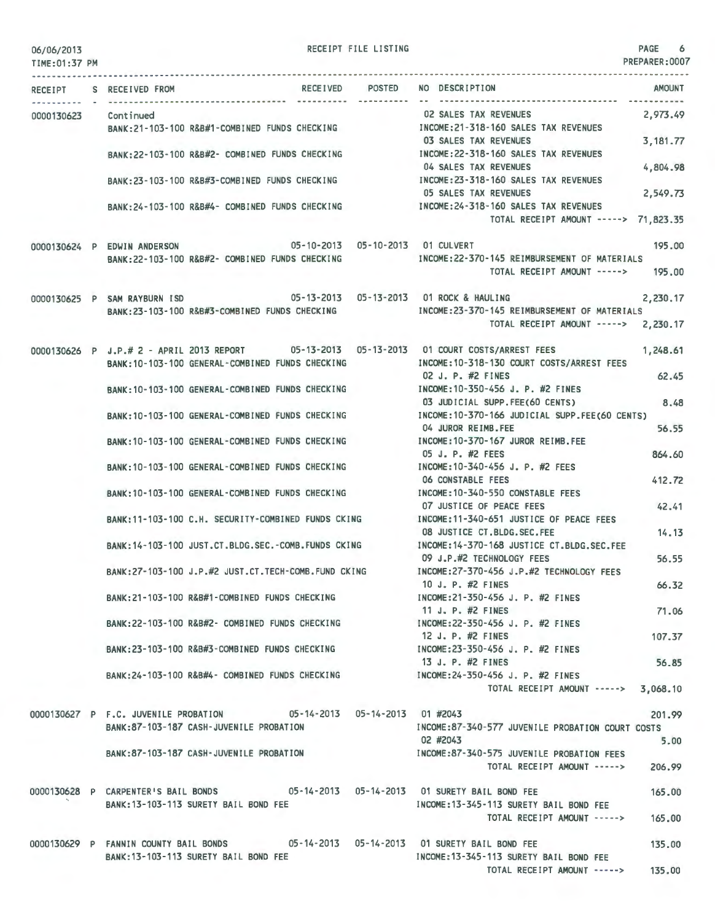| RECEIPT | S | RECEIVED FROM | RECEIVED | POSTED | NO | DESCRIPTION | AMOUNT |
|---|---|---|---|---|---|---|---|
| 0000130623 | | Continued | | | 02 | SALES TAX REVENUES | 2,973.49 |
| | | BANK:21-103-100 R&B#1-COMBINED FUNDS CHECKING | | | | INCOME:21-318-160 SALES TAX REVENUES | |
| | | | | | 03 | SALES TAX REVENUES | 3,181.77 |
| | | BANK:22-103-100 R&B#2- COMBINED FUNDS CHECKING | | | | INCOME:22-318-160 SALES TAX REVENUES | |
| | | | | | 04 | SALES TAX REVENUES | 4,804.98 |
| | | BANK:23-103-100 R&B#3-COMBINED FUNDS CHECKING | | | | INCOME:23-318-160 SALES TAX REVENUES | |
| | | | | | 05 | SALES TAX REVENUES | 2,549.73 |
| | | BANK:24-103-100 R&B#4- COMBINED FUNDS CHECKING | | | | INCOME:24-318-160 SALES TAX REVENUES | |
| | | | | | | TOTAL RECEIPT AMOUNT -----> | 71,823.35 |
| 0000130624 | P | EDWIN ANDERSON | 05-10-2013 | 05-10-2013 | 01 | CULVERT | 195.00 |
| | | BANK:22-103-100 R&B#2- COMBINED FUNDS CHECKING | | | | INCOME:22-370-145 REIMBURSEMENT OF MATERIALS | |
| | | | | | | TOTAL RECEIPT AMOUNT -----> | 195.00 |
| 0000130625 | P | SAM RAYBURN ISD | 05-13-2013 | 05-13-2013 | 01 | ROCK & HAULING | 2,230.17 |
| | | BANK:23-103-100 R&B#3-COMBINED FUNDS CHECKING | | | | INCOME:23-370-145 REIMBURSEMENT OF MATERIALS | |
| | | | | | | TOTAL RECEIPT AMOUNT -----> | 2,230.17 |
| 0000130626 | P | J.P.# 2 - APRIL 2013 REPORT | 05-13-2013 | 05-13-2013 | 01 | COURT COSTS/ARREST FEES | 1,248.61 |
| | | BANK:10-103-100 GENERAL-COMBINED FUNDS CHECKING | | | | INCOME:10-318-130 COURT COSTS/ARREST FEES | |
| | | | | | 02 | J. P. #2 FINES | 62.45 |
| | | BANK:10-103-100 GENERAL-COMBINED FUNDS CHECKING | | | | INCOME:10-350-456 J. P. #2 FINES | |
| | | | | | 03 | JUDICIAL SUPP.FEE(60 CENTS) | 8.48 |
| | | BANK:10-103-100 GENERAL-COMBINED FUNDS CHECKING | | | | INCOME:10-370-166 JUDICIAL SUPP.FEE(60 CENTS) | |
| | | | | | 04 | JUROR REIMB.FEE | 56.55 |
| | | BANK:10-103-100 GENERAL-COMBINED FUNDS CHECKING | | | | INCOME:10-370-167 JUROR REIMB.FEE | |
| | | | | | 05 | J. P. #2 FEES | 864.60 |
| | | BANK:10-103-100 GENERAL-COMBINED FUNDS CHECKING | | | | INCOME:10-340-456 J. P. #2 FEES | |
| | | | | | 06 | CONSTABLE FEES | 412.72 |
| | | BANK:10-103-100 GENERAL-COMBINED FUNDS CHECKING | | | | INCOME:10-340-550 CONSTABLE FEES | |
| | | | | | 07 | JUSTICE OF PEACE FEES | 42.41 |
| | | BANK:11-103-100 C.H. SECURITY-COMBINED FUNDS CKING | | | | INCOME:11-340-651 JUSTICE OF PEACE FEES | |
| | | | | | 08 | JUSTICE CT.BLDG.SEC.FEE | 14.13 |
| | | BANK:14-103-100 JUST.CT.BLDG.SEC.-COMB.FUNDS CKING | | | | INCOME:14-370-168 JUSTICE CT.BLDG.SEC.FEE | |
| | | | | | 09 | J.P.#2 TECHNOLOGY FEES | 56.55 |
| | | BANK:27-103-100 J.P.#2 JUST.CT.TECH-COMB.FUND CKING | | | | INCOME:27-370-456 J.P.#2 TECHNOLOGY FEES | |
| | | | | | 10 | J. P. #2 FINES | 66.32 |
| | | BANK:21-103-100 R&B#1-COMBINED FUNDS CHECKING | | | | INCOME:21-350-456 J. P. #2 FINES | |
| | | | | | 11 | J. P. #2 FINES | 71.06 |
| | | BANK:22-103-100 R&B#2- COMBINED FUNDS CHECKING | | | | INCOME:22-350-456 J. P. #2 FINES | |
| | | | | | 12 | J. P. #2 FINES | 107.37 |
| | | BANK:23-103-100 R&B#3-COMBINED FUNDS CHECKING | | | | INCOME:23-350-456 J. P. #2 FINES | |
| | | | | | 13 | J. P. #2 FINES | 56.85 |
| | | BANK:24-103-100 R&B#4- COMBINED FUNDS CHECKING | | | | INCOME:24-350-456 J. P. #2 FINES | |
| | | | | | | TOTAL RECEIPT AMOUNT -----> | 3,068.10 |
| 0000130627 | P | F.C. JUVENILE PROBATION | 05-14-2013 | 05-14-2013 | 01 | #2043 | 201.99 |
| | | BANK:87-103-187 CASH-JUVENILE PROBATION | | | | INCOME:87-340-577 JUVENILE PROBATION COURT COSTS | |
| | | | | | 02 | #2043 | 5.00 |
| | | BANK:87-103-187 CASH-JUVENILE PROBATION | | | | INCOME:87-340-575 JUVENILE PROBATION FEES | |
| | | | | | | TOTAL RECEIPT AMOUNT -----> | 206.99 |
| 0000130628 | P | CARPENTER'S BAIL BONDS | 05-14-2013 | 05-14-2013 | 01 | SURETY BAIL BOND FEE | 165.00 |
| | | BANK:13-103-113 SURETY BAIL BOND FEE | | | | INCOME:13-345-113 SURETY BAIL BOND FEE | |
| | | | | | | TOTAL RECEIPT AMOUNT -----> | 165.00 |
| 0000130629 | P | FANNIN COUNTY BAIL BONDS | 05-14-2013 | 05-14-2013 | 01 | SURETY BAIL BOND FEE | 135.00 |
| | | BANK:13-103-113 SURETY BAIL BOND FEE | | | | INCOME:13-345-113 SURETY BAIL BOND FEE | |
| | | | | | | TOTAL RECEIPT AMOUNT -----> | 135.00 |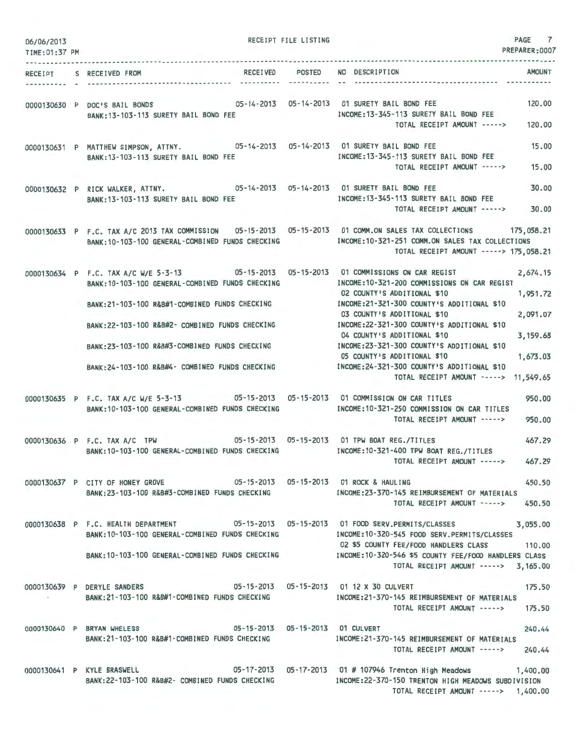06/06/2013
TIME:01:37 PM

RECEIPT FILE LISTING

PREPARER:0007

| RECEIPT | S | RECEIVED FROM | RECEIVED | POSTED | NO | DESCRIPTION | AMOUNT |
|---|---|---|---|---|---|---|---|
| 0000130630 | P | DOC'S BAIL BONDS | 05-14-2013 | 05-14-2013 | 01 | SURETY BAIL BOND FEE | 120.00 |
| | | BANK:13-103-113 SURETY BAIL BOND FEE | | | | INCOME:13-345-113 SURETY BAIL BOND FEE | |
| | | | | | | TOTAL RECEIPT AMOUNT -----> | 120.00 |
| 0000130631 | P | MATTHEW SIMPSON, ATTNY. | 05-14-2013 | 05-14-2013 | 01 | SURETY BAIL BOND FEE | 15.00 |
| | | BANK:13-103-113 SURETY BAIL BOND FEE | | | | INCOME:13-345-113 SURETY BAIL BOND FEE | |
| | | | | | | TOTAL RECEIPT AMOUNT -----> | 15.00 |
| 0000130632 | P | RICK WALKER, ATTNY. | 05-14-2013 | 05-14-2013 | 01 | SURETY BAIL BOND FEE | 30.00 |
| | | BANK:13-103-113 SURETY BAIL BOND FEE | | | | INCOME:13-345-113 SURETY BAIL BOND FEE | |
| | | | | | | TOTAL RECEIPT AMOUNT -----> | 30.00 |
| 0000130633 | P | F.C. TAX A/C 2013 TAX COMMISSION | 05-15-2013 | 05-15-2013 | 01 | COMM.ON SALES TAX COLLECTIONS | 175,058.21 |
| | | BANK:10-103-100 GENERAL-COMBINED FUNDS CHECKING | | | | INCOME:10-321-251 COMM.ON SALES TAX COLLECTIONS | |
| | | | | | | TOTAL RECEIPT AMOUNT -----> | 175,058.21 |
| 0000130634 | P | F.C. TAX A/C W/E 5-3-13 | 05-15-2013 | 05-15-2013 | 01 | COMMISSIONS ON CAR REGIST | 2,674.15 |
| | | BANK:10-103-100 GENERAL-COMBINED FUNDS CHECKING | | | | INCOME:10-321-200 COMMISSIONS ON CAR REGIST | |
| | | | | | 02 | COUNTY'S ADDITIONAL $10 | 1,951.72 |
| | | BANK:21-103-100 R&B#1-COMBINED FUNDS CHECKING | | | | INCOME:21-321-300 COUNTY'S ADDITIONAL $10 | |
| | | | | | 03 | COUNTY'S ADDITIONAL $10 | 2,091.07 |
| | | BANK:22-103-100 R&B#2- COMBINED FUNDS CHECKING | | | | INCOME:22-321-300 COUNTY'S ADDITIONAL $10 | |
| | | | | | 04 | COUNTY'S ADDITIONAL $10 | 3,159.68 |
| | | BANK:23-103-100 R&B#3-COMBINED FUNDS CHECKING | | | | INCOME:23-321-300 COUNTY'S ADDITIONAL $10 | |
| | | | | | 05 | COUNTY'S ADDITIONAL $10 | 1,673.03 |
| | | BANK:24-103-100 R&B#4- COMBINED FUNDS CHECKING | | | | INCOME:24-321-300 COUNTY'S ADDITIONAL $10 | |
| | | | | | | TOTAL RECEIPT AMOUNT -----> | 11,549.65 |
| 0000130635 | P | F.C. TAX A/C W/E 5-3-13 | 05-15-2013 | 05-15-2013 | 01 | COMMISSION ON CAR TITLES | 950.00 |
| | | BANK:10-103-100 GENERAL-COMBINED FUNDS CHECKING | | | | INCOME:10-321-250 COMMISSION ON CAR TITLES | |
| | | | | | | TOTAL RECEIPT AMOUNT -----> | 950.00 |
| 0000130636 | P | F.C. TAX A/C TPW | 05-15-2013 | 05-15-2013 | 01 | TPW BOAT REG./TITLES | 467.29 |
| | | BANK:10-103-100 GENERAL-COMBINED FUNDS CHECKING | | | | INCOME:10-321-400 TPW BOAT REG./TITLES | |
| | | | | | | TOTAL RECEIPT AMOUNT -----> | 467.29 |
| 0000130637 | P | CITY OF HONEY GROVE | 05-15-2013 | 05-15-2013 | 01 | ROCK & HAULING | 450.50 |
| | | BANK:23-103-100 R&B#3-COMBINED FUNDS CHECKING | | | | INCOME:23-370-145 REIMBURSEMENT OF MATERIALS | |
| | | | | | | TOTAL RECEIPT AMOUNT -----> | 450.50 |
| 0000130638 | P | F.C. HEALTH DEPARTMENT | 05-15-2013 | 05-15-2013 | 01 | FOOD SERV.PERMITS/CLASSES | 3,055.00 |
| | | BANK:10-103-100 GENERAL-COMBINED FUNDS CHECKING | | | | INCOME:10-320-545 FOOD SERV.PERMITS/CLASSES | |
| | | | | | 02 | $5 COUNTY FEE/FOOD HANDLERS CLASS | 110.00 |
| | | BANK:10-103-100 GENERAL-COMBINED FUNDS CHECKING | | | | INCOME:10-320-546 $5 COUNTY FEE/FOOD HANDLERS CLASS | |
| | | | | | | TOTAL RECEIPT AMOUNT -----> | 3,165.00 |
| 0000130639 | P | DERYLE SANDERS | 05-15-2013 | 05-15-2013 | 01 | 12 X 30 CULVERT | 175.50 |
| | | BANK:21-103-100 R&B#1-COMBINED FUNDS CHECKING | | | | INCOME:21-370-145 REIMBURSEMENT OF MATERIALS | |
| | | | | | | TOTAL RECEIPT AMOUNT -----> | 175.50 |
| 0000130640 | P | BRYAN WHELESS | 05-15-2013 | 05-15-2013 | 01 | CULVERT | 240.44 |
| | | BANK:21-103-100 R&B#1-COMBINED FUNDS CHECKING | | | | INCOME:21-370-145 REIMBURSEMENT OF MATERIALS | |
| | | | | | | TOTAL RECEIPT AMOUNT -----> | 240.44 |
| 0000130641 | P | KYLE BRASWELL | 05-17-2013 | 05-17-2013 | 01 | # 107946 Trenton High Meadows | 1,400.00 |
| | | BANK:22-103-100 R&B#2- COMBINED FUNDS CHECKING | | | | INCOME:22-370-150 TRENTON HIGH MEADOWS SUBDIVISION | |
| | | | | | | TOTAL RECEIPT AMOUNT -----> | 1,400.00 |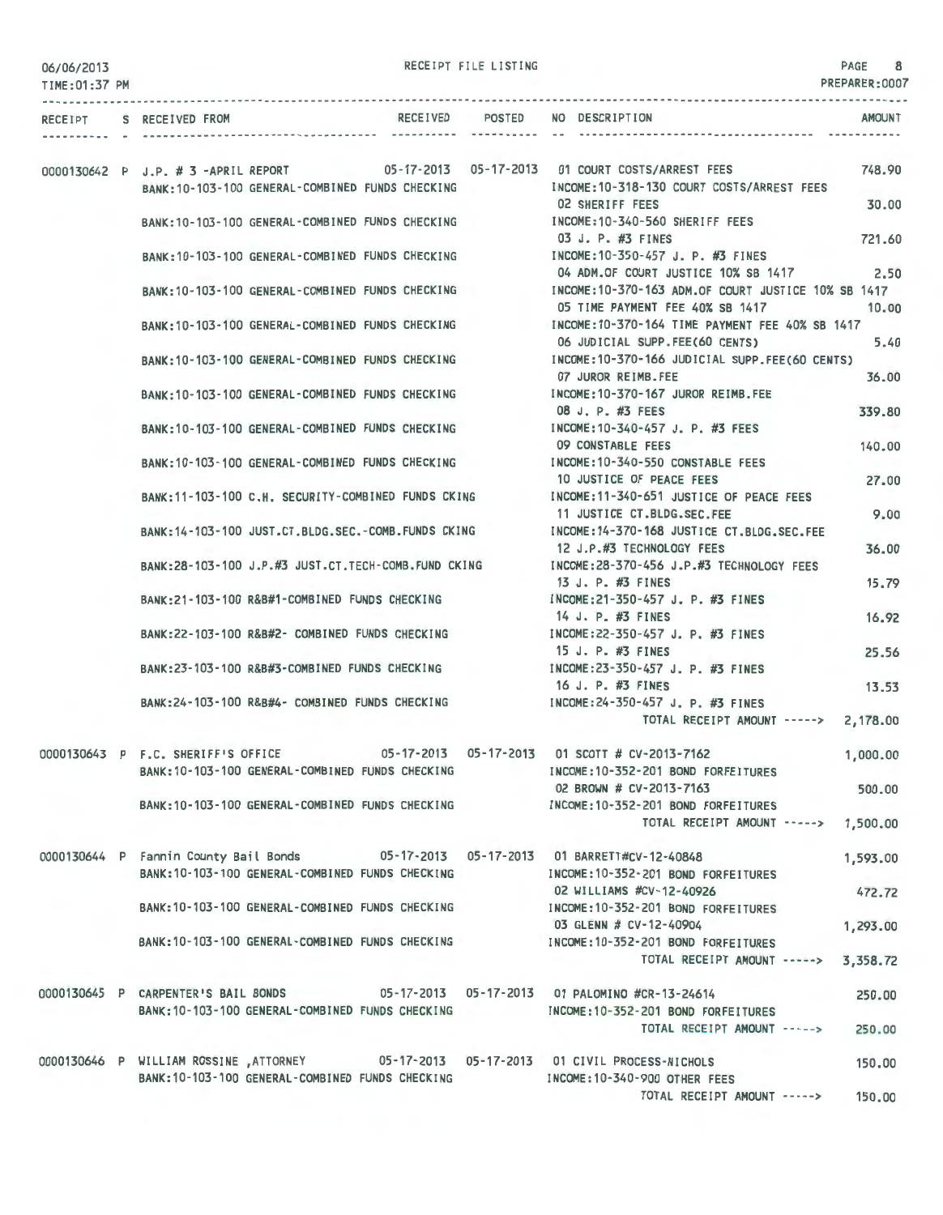RECEIPT FILE LISTING

06/06/2013
TIME:01:37 PM

PREPARER:0007

| RECEIPT | S | RECEIVED FROM | RECEIVED | POSTED | NO | DESCRIPTION | AMOUNT |
|---|---|---|---|---|---|---|---|
| 0000130642 | P | J.P. # 3 -APRIL REPORT | 05-17-2013 | 05-17-2013 | 01 | COURT COSTS/ARREST FEES | 748.90 |
| | | BANK:10-103-100 GENERAL-COMBINED FUNDS CHECKING | | | | INCOME:10-318-130 COURT COSTS/ARREST FEES | |
| | | | | | 02 | SHERIFF FEES | 30.00 |
| | | BANK:10-103-100 GENERAL-COMBINED FUNDS CHECKING | | | | INCOME:10-340-560 SHERIFF FEES | |
| | | | | | 03 | J. P. #3 FINES | 721.60 |
| | | BANK:10-103-100 GENERAL-COMBINED FUNDS CHECKING | | | | INCOME:10-350-457 J. P. #3 FINES | |
| | | | | | 04 | ADM.OF COURT JUSTICE 10% SB 1417 | 2.50 |
| | | BANK:10-103-100 GENERAL-COMBINED FUNDS CHECKING | | | | INCOME:10-370-163 ADM.OF COURT JUSTICE 10% SB 1417 | |
| | | | | | 05 | TIME PAYMENT FEE 40% SB 1417 | 10.00 |
| | | BANK:10-103-100 GENERAL-COMBINED FUNDS CHECKING | | | | INCOME:10-370-164 TIME PAYMENT FEE 40% SB 1417 | |
| | | | | | 06 | JUDICIAL SUPP.FEE(60 CENTS) | 5.40 |
| | | BANK:10-103-100 GENERAL-COMBINED FUNDS CHECKING | | | | INCOME:10-370-166 JUDICIAL SUPP.FEE(60 CENTS) | |
| | | | | | 07 | JUROR REIMB.FEE | 36.00 |
| | | BANK:10-103-100 GENERAL-COMBINED FUNDS CHECKING | | | | INCOME:10-370-167 JUROR REIMB.FEE | |
| | | | | | 08 | J. P. #3 FEES | 339.80 |
| | | BANK:10-103-100 GENERAL-COMBINED FUNDS CHECKING | | | | INCOME:10-340-457 J. P. #3 FEES | |
| | | | | | 09 | CONSTABLE FEES | 140.00 |
| | | BANK:10-103-100 GENERAL-COMBINED FUNDS CHECKING | | | | INCOME:10-340-550 CONSTABLE FEES | |
| | | | | | 10 | JUSTICE OF PEACE FEES | 27.00 |
| | | BANK:11-103-100 C.H. SECURITY-COMBINED FUNDS CKING | | | | INCOME:11-340-651 JUSTICE OF PEACE FEES | |
| | | | | | 11 | JUSTICE CT.BLDG.SEC.FEE | 9.00 |
| | | BANK:14-103-100 JUST.CT.BLDG.SEC.-COMB.FUNDS CKING | | | | INCOME:14-370-168 JUSTICE CT.BLDG.SEC.FEE | |
| | | | | | 12 | J.P.#3 TECHNOLOGY FEES | 36.00 |
| | | BANK:28-103-100 J.P.#3 JUST.CT.TECH-COMB.FUND CKING | | | | INCOME:28-370-456 J.P.#3 TECHNOLOGY FEES | |
| | | | | | 13 | J. P. #3 FINES | 15.79 |
| | | BANK:21-103-100 R&B#1-COMBINED FUNDS CHECKING | | | | INCOME:21-350-457 J. P. #3 FINES | |
| | | | | | 14 | J. P. #3 FINES | 16.92 |
| | | BANK:22-103-100 R&B#2- COMBINED FUNDS CHECKING | | | | INCOME:22-350-457 J. P. #3 FINES | |
| | | | | | 15 | J. P. #3 FINES | 25.56 |
| | | BANK:23-103-100 R&B#3-COMBINED FUNDS CHECKING | | | | INCOME:23-350-457 J. P. #3 FINES | |
| | | | | | 16 | J. P. #3 FINES | 13.53 |
| | | BANK:24-103-100 R&B#4- COMBINED FUNDS CHECKING | | | | INCOME:24-350-457 J. P. #3 FINES | |
| | | | | | | TOTAL RECEIPT AMOUNT -----> | 2,178.00 |
| 0000130643 | P | F.C. SHERIFF'S OFFICE | 05-17-2013 | 05-17-2013 | 01 | SCOTT # CV-2013-7162 | 1,000.00 |
| | | BANK:10-103-100 GENERAL-COMBINED FUNDS CHECKING | | | | INCOME:10-352-201 BOND FORFEITURES | |
| | | | | | 02 | BROWN # CV-2013-7163 | 500.00 |
| | | BANK:10-103-100 GENERAL-COMBINED FUNDS CHECKING | | | | INCOME:10-352-201 BOND FORFEITURES | |
| | | | | | | TOTAL RECEIPT AMOUNT -----> | 1,500.00 |
| 0000130644 | P | Fannin County Bail Bonds | 05-17-2013 | 05-17-2013 | 01 | BARRETT#CV-12-40848 | 1,593.00 |
| | | BANK:10-103-100 GENERAL-COMBINED FUNDS CHECKING | | | | INCOME:10-352-201 BOND FORFEITURES | |
| | | | | | 02 | WILLIAMS #CV-12-40926 | 472.72 |
| | | BANK:10-103-100 GENERAL-COMBINED FUNDS CHECKING | | | | INCOME:10-352-201 BOND FORFEITURES | |
| | | | | | 03 | GLENN # CV-12-40904 | 1,293.00 |
| | | BANK:10-103-100 GENERAL-COMBINED FUNDS CHECKING | | | | INCOME:10-352-201 BOND FORFEITURES | |
| | | | | | | TOTAL RECEIPT AMOUNT -----> | 3,358.72 |
| 0000130645 | P | CARPENTER'S BAIL BONDS | 05-17-2013 | 05-17-2013 | 01 | PALOMINO #CR-13-24614 | 250.00 |
| | | BANK:10-103-100 GENERAL-COMBINED FUNDS CHECKING | | | | INCOME:10-352-201 BOND FORFEITURES | |
| | | | | | | TOTAL RECEIPT AMOUNT -----> | 250.00 |
| 0000130646 | P | WILLIAM ROSSINE ,ATTORNEY | 05-17-2013 | 05-17-2013 | 01 | CIVIL PROCESS-NICHOLS | 150.00 |
| | | BANK:10-103-100 GENERAL-COMBINED FUNDS CHECKING | | | | INCOME:10-340-900 OTHER FEES | |
| | | | | | | TOTAL RECEIPT AMOUNT -----> | 150.00 |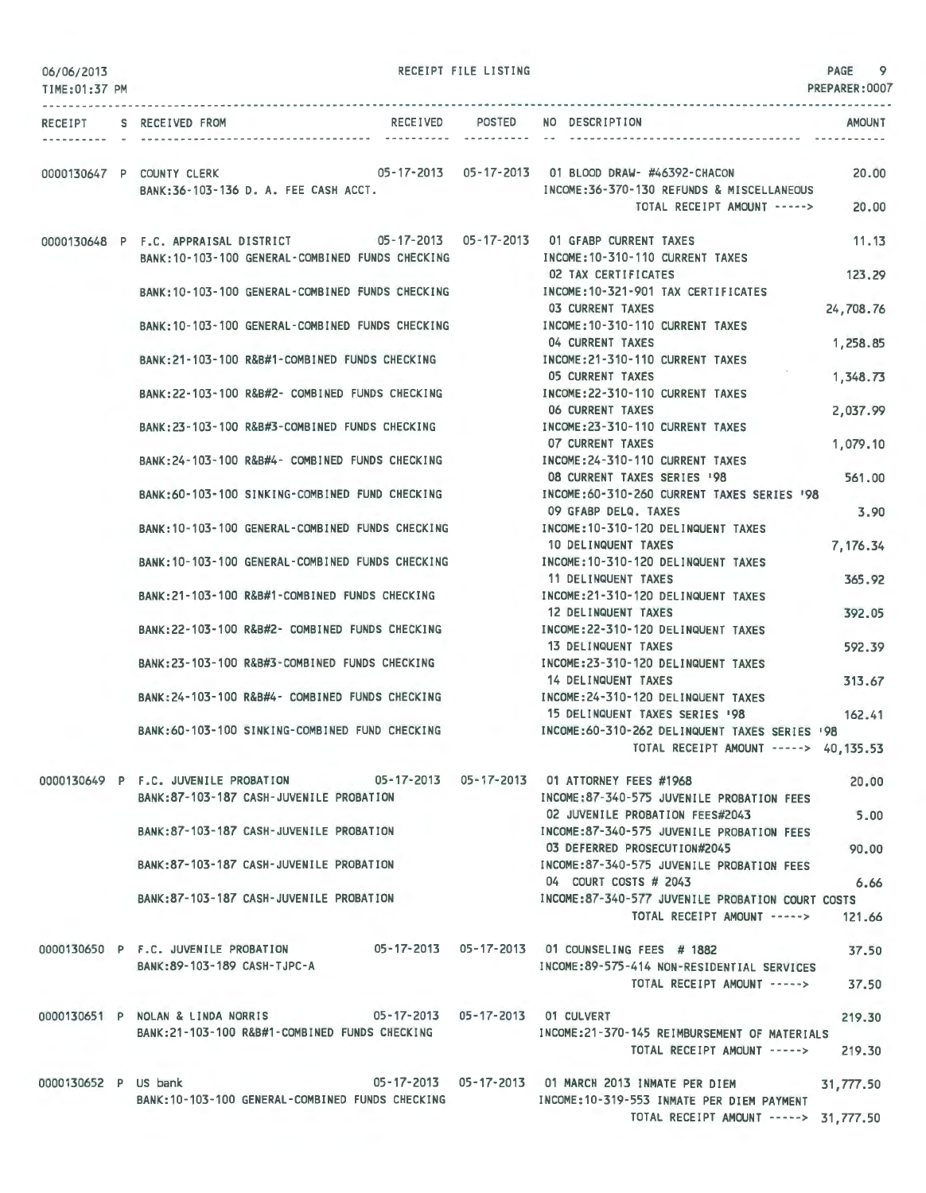RECEIPT FILE LISTING

06/06/2013
TIME:01:37 PM

PREPARER:0007

| RECEIPT | S | RECEIVED FROM | RECEIVED | POSTED | NO | DESCRIPTION | AMOUNT |
|---|---|---|---|---|---|---|---|
| 0000130647 | P | COUNTY CLERK | 05-17-2013 | 05-17-2013 | 01 | BLOOD DRAW- #46392-CHACON | 20.00 |
| | | BANK:36-103-136 D. A. FEE CASH ACCT. | | | | INCOME:36-370-130 REFUNDS & MISCELLANEOUS | |
| | | | | | | TOTAL RECEIPT AMOUNT -----> | 20.00 |
| 0000130648 | P | F.C. APPRAISAL DISTRICT | 05-17-2013 | 05-17-2013 | 01 | GFABP CURRENT TAXES | 11.13 |
| | | BANK:10-103-100 GENERAL-COMBINED FUNDS CHECKING | | | | INCOME:10-310-110 CURRENT TAXES | |
| | | | | | 02 | TAX CERTIFICATES | 123.29 |
| | | BANK:10-103-100 GENERAL-COMBINED FUNDS CHECKING | | | | INCOME:10-321-901 TAX CERTIFICATES | |
| | | | | | 03 | CURRENT TAXES | 24,708.76 |
| | | BANK:10-103-100 GENERAL-COMBINED FUNDS CHECKING | | | | INCOME:10-310-110 CURRENT TAXES | |
| | | | | | 04 | CURRENT TAXES | 1,258.85 |
| | | BANK:21-103-100 R&B#1-COMBINED FUNDS CHECKING | | | | INCOME:21-310-110 CURRENT TAXES | |
| | | | | | 05 | CURRENT TAXES | 1,348.73 |
| | | BANK:22-103-100 R&B#2- COMBINED FUNDS CHECKING | | | | INCOME:22-310-110 CURRENT TAXES | |
| | | | | | 06 | CURRENT TAXES | 2,037.99 |
| | | BANK:23-103-100 R&B#3-COMBINED FUNDS CHECKING | | | | INCOME:23-310-110 CURRENT TAXES | |
| | | | | | 07 | CURRENT TAXES | 1,079.10 |
| | | BANK:24-103-100 R&B#4- COMBINED FUNDS CHECKING | | | | INCOME:24-310-110 CURRENT TAXES | |
| | | | | | 08 | CURRENT TAXES SERIES '98 | 561.00 |
| | | BANK:60-103-100 SINKING-COMBINED FUND CHECKING | | | | INCOME:60-310-260 CURRENT TAXES SERIES '98 | |
| | | | | | 09 | GFABP DELQ. TAXES | 3.90 |
| | | BANK:10-103-100 GENERAL-COMBINED FUNDS CHECKING | | | | INCOME:10-310-120 DELINQUENT TAXES | |
| | | | | | 10 | DELINQUENT TAXES | 7,176.34 |
| | | BANK:10-103-100 GENERAL-COMBINED FUNDS CHECKING | | | | INCOME:10-310-120 DELINQUENT TAXES | |
| | | | | | 11 | DELINQUENT TAXES | 365.92 |
| | | BANK:21-103-100 R&B#1-COMBINED FUNDS CHECKING | | | | INCOME:21-310-120 DELINQUENT TAXES | |
| | | | | | 12 | DELINQUENT TAXES | 392.05 |
| | | BANK:22-103-100 R&B#2- COMBINED FUNDS CHECKING | | | | INCOME:22-310-120 DELINQUENT TAXES | |
| | | | | | 13 | DELINQUENT TAXES | 592.39 |
| | | BANK:23-103-100 R&B#3-COMBINED FUNDS CHECKING | | | | INCOME:23-310-120 DELINQUENT TAXES | |
| | | | | | 14 | DELINQUENT TAXES | 313.67 |
| | | BANK:24-103-100 R&B#4- COMBINED FUNDS CHECKING | | | | INCOME:24-310-120 DELINQUENT TAXES | |
| | | | | | 15 | DELINQUENT TAXES SERIES '98 | 162.41 |
| | | BANK:60-103-100 SINKING-COMBINED FUND CHECKING | | | | INCOME:60-310-262 DELINQUENT TAXES SERIES '98 | |
| | | | | | | TOTAL RECEIPT AMOUNT -----> | 40,135.53 |
| 0000130649 | P | F.C. JUVENILE PROBATION | 05-17-2013 | 05-17-2013 | 01 | ATTORNEY FEES #1968 | 20.00 |
| | | BANK:87-103-187 CASH-JUVENILE PROBATION | | | | INCOME:87-340-575 JUVENILE PROBATION FEES | |
| | | | | | 02 | JUVENILE PROBATION FEES#2043 | 5.00 |
| | | BANK:87-103-187 CASH-JUVENILE PROBATION | | | | INCOME:87-340-575 JUVENILE PROBATION FEES | |
| | | | | | 03 | DEFERRED PROSECUTION#2045 | 90.00 |
| | | BANK:87-103-187 CASH-JUVENILE PROBATION | | | | INCOME:87-340-575 JUVENILE PROBATION FEES | |
| | | | | | 04 | COURT COSTS # 2043 | 6.66 |
| | | BANK:87-103-187 CASH-JUVENILE PROBATION | | | | INCOME:87-340-577 JUVENILE PROBATION COURT COSTS | |
| | | | | | | TOTAL RECEIPT AMOUNT -----> | 121.66 |
| 0000130650 | P | F.C. JUVENILE PROBATION | 05-17-2013 | 05-17-2013 | 01 | COUNSELING FEES # 1882 | 37.50 |
| | | BANK:89-103-189 CASH-TJPC-A | | | | INCOME:89-575-414 NON-RESIDENTIAL SERVICES | |
| | | | | | | TOTAL RECEIPT AMOUNT -----> | 37.50 |
| 0000130651 | P | NOLAN & LINDA NORRIS | 05-17-2013 | 05-17-2013 | 01 | CULVERT | 219.30 |
| | | BANK:21-103-100 R&B#1-COMBINED FUNDS CHECKING | | | | INCOME:21-370-145 REIMBURSEMENT OF MATERIALS | |
| | | | | | | TOTAL RECEIPT AMOUNT -----> | 219.30 |
| 0000130652 | P | US bank | 05-17-2013 | 05-17-2013 | 01 | MARCH 2013 INMATE PER DIEM | 31,777.50 |
| | | BANK:10-103-100 GENERAL-COMBINED FUNDS CHECKING | | | | INCOME:10-319-553 INMATE PER DIEM PAYMENT | |
| | | | | | | TOTAL RECEIPT AMOUNT -----> | 31,777.50 |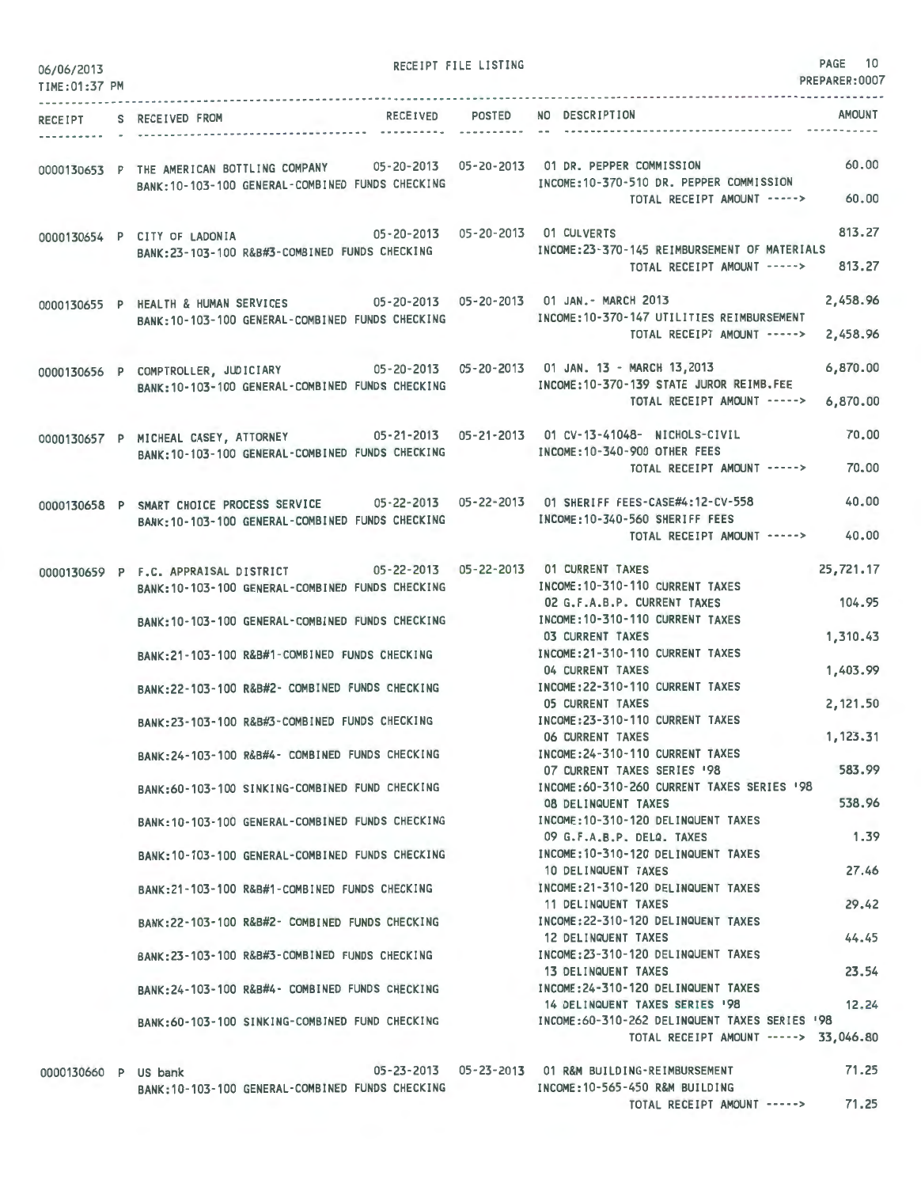| RECEIPT | S | RECEIVED FROM | RECEIVED | POSTED | NO | DESCRIPTION | AMOUNT |
|---|---|---|---|---|---|---|---|
| 0000130653 | P | THE AMERICAN BOTTLING COMPANY | 05-20-2013 | 05-20-2013 | 01 | DR. PEPPER COMMISSION | 60.00 |
| | | BANK:10-103-100 GENERAL-COMBINED FUNDS CHECKING | | | | INCOME:10-370-510 DR. PEPPER COMMISSION | |
| | | | | | | TOTAL RECEIPT AMOUNT -----> | 60.00 |
| 0000130654 | P | CITY OF LADONIA | 05-20-2013 | 05-20-2013 | 01 | CULVERTS | 813.27 |
| | | BANK:23-103-100 R&B#3-COMBINED FUNDS CHECKING | | | | INCOME:23-370-145 REIMBURSEMENT OF MATERIALS | |
| | | | | | | TOTAL RECEIPT AMOUNT -----> | 813.27 |
| 0000130655 | P | HEALTH & HUMAN SERVICES | 05-20-2013 | 05-20-2013 | 01 | JAN.- MARCH 2013 | 2,458.96 |
| | | BANK:10-103-100 GENERAL-COMBINED FUNDS CHECKING | | | | INCOME:10-370-147 UTILITIES REIMBURSEMENT | |
| | | | | | | TOTAL RECEIPT AMOUNT -----> | 2,458.96 |
| 0000130656 | P | COMPTROLLER, JUDICIARY | 05-20-2013 | 05-20-2013 | 01 | JAN. 13 - MARCH 13,2013 | 6,870.00 |
| | | BANK:10-103-100 GENERAL-COMBINED FUNDS CHECKING | | | | INCOME:10-370-139 STATE JUROR REIMB.FEE | |
| | | | | | | TOTAL RECEIPT AMOUNT -----> | 6,870.00 |
| 0000130657 | P | MICHEAL CASEY, ATTORNEY | 05-21-2013 | 05-21-2013 | 01 | CV-13-41048- NICHOLS-CIVIL | 70.00 |
| | | BANK:10-103-100 GENERAL-COMBINED FUNDS CHECKING | | | | INCOME:10-340-900 OTHER FEES | |
| | | | | | | TOTAL RECEIPT AMOUNT -----> | 70.00 |
| 0000130658 | P | SMART CHOICE PROCESS SERVICE | 05-22-2013 | 05-22-2013 | 01 | SHERIFF FEES-CASE#4:12-CV-558 | 40.00 |
| | | BANK:10-103-100 GENERAL-COMBINED FUNDS CHECKING | | | | INCOME:10-340-560 SHERIFF FEES | |
| | | | | | | TOTAL RECEIPT AMOUNT -----> | 40.00 |
| 0000130659 | P | F.C. APPRAISAL DISTRICT | 05-22-2013 | 05-22-2013 | 01 | CURRENT TAXES | 25,721.17 |
| | | BANK:10-103-100 GENERAL-COMBINED FUNDS CHECKING | | | | INCOME:10-310-110 CURRENT TAXES | |
| | | | | | 02 | G.F.A.B.P. CURRENT TAXES | 104.95 |
| | | BANK:10-103-100 GENERAL-COMBINED FUNDS CHECKING | | | | INCOME:10-310-110 CURRENT TAXES | |
| | | | | | 03 | CURRENT TAXES | 1,310.43 |
| | | BANK:21-103-100 R&B#1-COMBINED FUNDS CHECKING | | | | INCOME:21-310-110 CURRENT TAXES | |
| | | | | | 04 | CURRENT TAXES | 1,403.99 |
| | | BANK:22-103-100 R&B#2- COMBINED FUNDS CHECKING | | | | INCOME:22-310-110 CURRENT TAXES | |
| | | | | | 05 | CURRENT TAXES | 2,121.50 |
| | | BANK:23-103-100 R&B#3-COMBINED FUNDS CHECKING | | | | INCOME:23-310-110 CURRENT TAXES | |
| | | | | | 06 | CURRENT TAXES | 1,123.31 |
| | | BANK:24-103-100 R&B#4- COMBINED FUNDS CHECKING | | | | INCOME:24-310-110 CURRENT TAXES | |
| | | | | | 07 | CURRENT TAXES SERIES '98 | 583.99 |
| | | BANK:60-103-100 SINKING-COMBINED FUND CHECKING | | | | INCOME:60-310-260 CURRENT TAXES SERIES '98 | |
| | | | | | 08 | DELINQUENT TAXES | 538.96 |
| | | BANK:10-103-100 GENERAL-COMBINED FUNDS CHECKING | | | | INCOME:10-310-120 DELINQUENT TAXES | |
| | | | | | 09 | G.F.A.B.P. DELQ. TAXES | 1.39 |
| | | BANK:10-103-100 GENERAL-COMBINED FUNDS CHECKING | | | | INCOME:10-310-120 DELINQUENT TAXES | |
| | | | | | 10 | DELINQUENT TAXES | 27.46 |
| | | BANK:21-103-100 R&B#1-COMBINED FUNDS CHECKING | | | | INCOME:21-310-120 DELINQUENT TAXES | |
| | | | | | 11 | DELINQUENT TAXES | 29.42 |
| | | BANK:22-103-100 R&B#2- COMBINED FUNDS CHECKING | | | | INCOME:22-310-120 DELINQUENT TAXES | |
| | | | | | 12 | DELINQUENT TAXES | 44.45 |
| | | BANK:23-103-100 R&B#3-COMBINED FUNDS CHECKING | | | | INCOME:23-310-120 DELINQUENT TAXES | |
| | | | | | 13 | DELINQUENT TAXES | 23.54 |
| | | BANK:24-103-100 R&B#4- COMBINED FUNDS CHECKING | | | | INCOME:24-310-120 DELINQUENT TAXES | |
| | | | | | 14 | DELINQUENT TAXES SERIES '98 | 12.24 |
| | | BANK:60-103-100 SINKING-COMBINED FUND CHECKING | | | | INCOME:60-310-262 DELINQUENT TAXES SERIES '98 | |
| | | | | | | TOTAL RECEIPT AMOUNT -----> | 33,046.80 |
| 0000130660 | P | US bank | 05-23-2013 | 05-23-2013 | 01 | R&M BUILDING-REIMBURSEMENT | 71.25 |
| | | BANK:10-103-100 GENERAL-COMBINED FUNDS CHECKING | | | | INCOME:10-565-450 R&M BUILDING | |
| | | | | | | TOTAL RECEIPT AMOUNT -----> | 71.25 |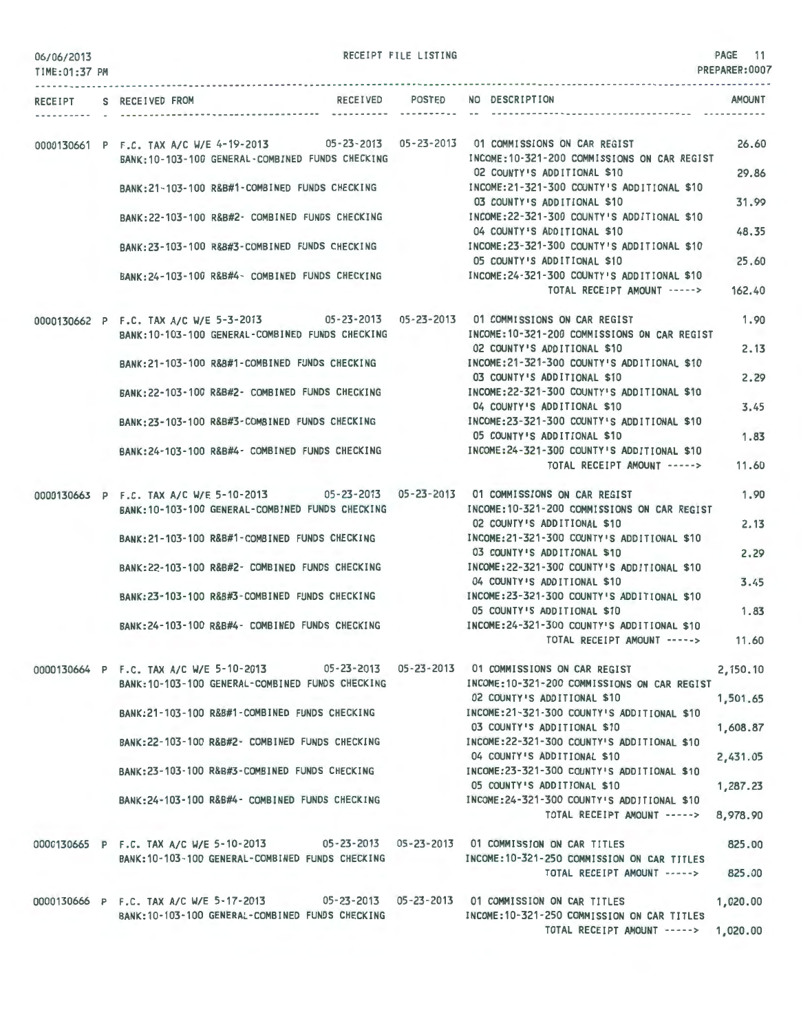RECEIPT FILE LISTING

| RECEIPT | S | RECEIVED FROM | RECEIVED | POSTED | NO DESCRIPTION | AMOUNT |
|---|---|---|---|---|---|---|
| 0000130661 | P | F.C. TAX A/C W/E 4-19-2013 | 05-23-2013 | 05-23-2013 | 01 COMMISSIONS ON CAR REGIST | 26.60 |
| | | BANK:10-103-100 GENERAL-COMBINED FUNDS CHECKING | | | INCOME:10-321-200 COMMISSIONS ON CAR REGIST | |
| | | | | | 02 COUNTY'S ADDITIONAL $10 | 29.86 |
| | | BANK:21-103-100 R&B#1-COMBINED FUNDS CHECKING | | | INCOME:21-321-300 COUNTY'S ADDITIONAL $10 | |
| | | | | | 03 COUNTY'S ADDITIONAL $10 | 31.99 |
| | | BANK:22-103-100 R&B#2- COMBINED FUNDS CHECKING | | | INCOME:22-321-300 COUNTY'S ADDITIONAL $10 | |
| | | | | | 04 COUNTY'S ADDITIONAL $10 | 48.35 |
| | | BANK:23-103-100 R&B#3-COMBINED FUNDS CHECKING | | | INCOME:23-321-300 COUNTY'S ADDITIONAL $10 | |
| | | | | | 05 COUNTY'S ADDITIONAL $10 | 25.60 |
| | | BANK:24-103-100 R&B#4- COMBINED FUNDS CHECKING | | | INCOME:24-321-300 COUNTY'S ADDITIONAL $10 | |
| | | | | | TOTAL RECEIPT AMOUNT -----> | 162.40 |
| 0000130662 | P | F.C. TAX A/C W/E 5-3-2013 | 05-23-2013 | 05-23-2013 | 01 COMMISSIONS ON CAR REGIST | 1.90 |
| | | BANK:10-103-100 GENERAL-COMBINED FUNDS CHECKING | | | INCOME:10-321-200 COMMISSIONS ON CAR REGIST | |
| | | | | | 02 COUNTY'S ADDITIONAL $10 | 2.13 |
| | | BANK:21-103-100 R&B#1-COMBINED FUNDS CHECKING | | | INCOME:21-321-300 COUNTY'S ADDITIONAL $10 | |
| | | | | | 03 COUNTY'S ADDITIONAL $10 | 2.29 |
| | | BANK:22-103-100 R&B#2- COMBINED FUNDS CHECKING | | | INCOME:22-321-300 COUNTY'S ADDITIONAL $10 | |
| | | | | | 04 COUNTY'S ADDITIONAL $10 | 3.45 |
| | | BANK:23-103-100 R&B#3-COMBINED FUNDS CHECKING | | | INCOME:23-321-300 COUNTY'S ADDITIONAL $10 | |
| | | | | | 05 COUNTY'S ADDITIONAL $10 | 1.83 |
| | | BANK:24-103-100 R&B#4- COMBINED FUNDS CHECKING | | | INCOME:24-321-300 COUNTY'S ADDITIONAL $10 | |
| | | | | | TOTAL RECEIPT AMOUNT -----> | 11.60 |
| 0000130663 | P | F.C. TAX A/C W/E 5-10-2013 | 05-23-2013 | 05-23-2013 | 01 COMMISSIONS ON CAR REGIST | 1.90 |
| | | BANK:10-103-100 GENERAL-COMBINED FUNDS CHECKING | | | INCOME:10-321-200 COMMISSIONS ON CAR REGIST | |
| | | | | | 02 COUNTY'S ADDITIONAL $10 | 2.13 |
| | | BANK:21-103-100 R&B#1-COMBINED FUNDS CHECKING | | | INCOME:21-321-300 COUNTY'S ADDITIONAL $10 | |
| | | | | | 03 COUNTY'S ADDITIONAL $10 | 2.29 |
| | | BANK:22-103-100 R&B#2- COMBINED FUNDS CHECKING | | | INCOME:22-321-300 COUNTY'S ADDITIONAL $10 | |
| | | | | | 04 COUNTY'S ADDITIONAL $10 | 3.45 |
| | | BANK:23-103-100 R&B#3-COMBINED FUNDS CHECKING | | | INCOME:23-321-300 COUNTY'S ADDITIONAL $10 | |
| | | | | | 05 COUNTY'S ADDITIONAL $10 | 1.83 |
| | | BANK:24-103-100 R&B#4- COMBINED FUNDS CHECKING | | | INCOME:24-321-300 COUNTY'S ADDITIONAL $10 | |
| | | | | | TOTAL RECEIPT AMOUNT -----> | 11.60 |
| 0000130664 | P | F.C. TAX A/C W/E 5-10-2013 | 05-23-2013 | 05-23-2013 | 01 COMMISSIONS ON CAR REGIST | 2,150.10 |
| | | BANK:10-103-100 GENERAL-COMBINED FUNDS CHECKING | | | INCOME:10-321-200 COMMISSIONS ON CAR REGIST | |
| | | | | | 02 COUNTY'S ADDITIONAL $10 | 1,501.65 |
| | | BANK:21-103-100 R&B#1-COMBINED FUNDS CHECKING | | | INCOME:21-321-300 COUNTY'S ADDITIONAL $10 | |
| | | | | | 03 COUNTY'S ADDITIONAL $10 | 1,608.87 |
| | | BANK:22-103-100 R&B#2- COMBINED FUNDS CHECKING | | | INCOME:22-321-300 COUNTY'S ADDITIONAL $10 | |
| | | | | | 04 COUNTY'S ADDITIONAL $10 | 2,431.05 |
| | | BANK:23-103-100 R&B#3-COMBINED FUNDS CHECKING | | | INCOME:23-321-300 COUNTY'S ADDITIONAL $10 | |
| | | | | | 05 COUNTY'S ADDITIONAL $10 | 1,287.23 |
| | | BANK:24-103-100 R&B#4- COMBINED FUNDS CHECKING | | | INCOME:24-321-300 COUNTY'S ADDITIONAL $10 | |
| | | | | | TOTAL RECEIPT AMOUNT -----> | 8,978.90 |
| 0000130665 | P | F.C. TAX A/C W/E 5-10-2013 | 05-23-2013 | 05-23-2013 | 01 COMMISSION ON CAR TITLES | 825.00 |
| | | BANK:10-103-100 GENERAL-COMBINED FUNDS CHECKING | | | INCOME:10-321-250 COMMISSION ON CAR TITLES | |
| | | | | | TOTAL RECEIPT AMOUNT -----> | 825.00 |
| 0000130666 | P | F.C. TAX A/C W/E 5-17-2013 | 05-23-2013 | 05-23-2013 | 01 COMMISSION ON CAR TITLES | 1,020.00 |
| | | BANK:10-103-100 GENERAL-COMBINED FUNDS CHECKING | | | INCOME:10-321-250 COMMISSION ON CAR TITLES | |
| | | | | | TOTAL RECEIPT AMOUNT -----> | 1,020.00 |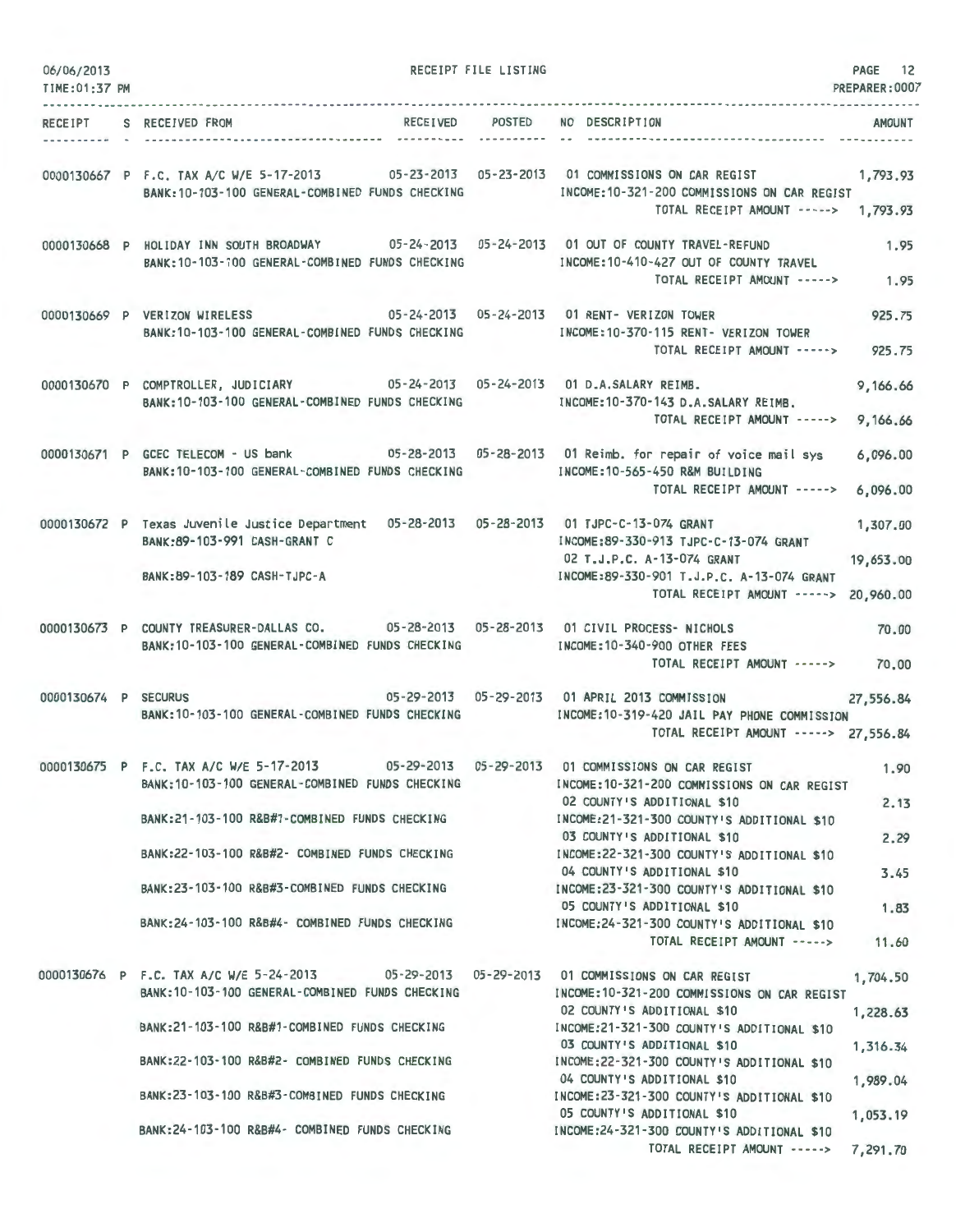# RECEIPT FILE LISTING

06/06/2013
TIME:01:37 PM

PREPARER:0007

| RECEIPT | S | RECEIVED FROM | RECEIVED | POSTED | NO | DESCRIPTION | AMOUNT |
|---|---|---|---|---|---|---|---|
| 0000130667 | P | F.C. TAX A/C W/E 5-17-2013 | 05-23-2013 | 05-23-2013 | 01 | COMMISSIONS ON CAR REGIST | 1,793.93 |
| | | BANK:10-103-100 GENERAL-COMBINED FUNDS CHECKING | | | | INCOME:10-321-200 COMMISSIONS ON CAR REGIST | |
| | | | | | | TOTAL RECEIPT AMOUNT -----> | 1,793.93 |
| 0000130668 | P | HOLIDAY INN SOUTH BROADWAY | 05-24-2013 | 05-24-2013 | 01 | OUT OF COUNTY TRAVEL-REFUND | 1.95 |
| | | BANK:10-103-100 GENERAL-COMBINED FUNDS CHECKING | | | | INCOME:10-410-427 OUT OF COUNTY TRAVEL | |
| | | | | | | TOTAL RECEIPT AMOUNT -----> | 1.95 |
| 0000130669 | P | VERIZON WIRELESS | 05-24-2013 | 05-24-2013 | 01 | RENT- VERIZON TOWER | 925.75 |
| | | BANK:10-103-100 GENERAL-COMBINED FUNDS CHECKING | | | | INCOME:10-370-115 RENT- VERIZON TOWER | |
| | | | | | | TOTAL RECEIPT AMOUNT -----> | 925.75 |
| 0000130670 | P | COMPTROLLER, JUDICIARY | 05-24-2013 | 05-24-2013 | 01 | D.A.SALARY REIMB. | 9,166.66 |
| | | BANK:10-103-100 GENERAL-COMBINED FUNDS CHECKING | | | | INCOME:10-370-143 D.A.SALARY REIMB. | |
| | | | | | | TOTAL RECEIPT AMOUNT -----> | 9,166.66 |
| 0000130671 | P | GCEC TELECOM - US bank | 05-28-2013 | 05-28-2013 | 01 | Reimb. for repair of voice mail sys | 6,096.00 |
| | | BANK:10-103-100 GENERAL-COMBINED FUNDS CHECKING | | | | INCOME:10-565-450 R&M BUILDING | |
| | | | | | | TOTAL RECEIPT AMOUNT -----> | 6,096.00 |
| 0000130672 | P | Texas Juvenile Justice Department | 05-28-2013 | 05-28-2013 | 01 | TJPC-C-13-074 GRANT | 1,307.00 |
| | | BANK:89-103-991 CASH-GRANT C | | | | INCOME:89-330-913 TJPC-C-13-074 GRANT | |
| | | | | | 02 | T.J.P.C. A-13-074 GRANT | 19,653.00 |
| | | BANK:89-103-189 CASH-TJPC-A | | | | INCOME:89-330-901 T.J.P.C. A-13-074 GRANT | |
| | | | | | | TOTAL RECEIPT AMOUNT -----> | 20,960.00 |
| 0000130673 | P | COUNTY TREASURER-DALLAS CO. | 05-28-2013 | 05-28-2013 | 01 | CIVIL PROCESS- NICHOLS | 70.00 |
| | | BANK:10-103-100 GENERAL-COMBINED FUNDS CHECKING | | | | INCOME:10-340-900 OTHER FEES | |
| | | | | | | TOTAL RECEIPT AMOUNT -----> | 70.00 |
| 0000130674 | P | SECURUS | 05-29-2013 | 05-29-2013 | 01 | APRIL 2013 COMMISSION | 27,556.84 |
| | | BANK:10-103-100 GENERAL-COMBINED FUNDS CHECKING | | | | INCOME:10-319-420 JAIL PAY PHONE COMMISSION | |
| | | | | | | TOTAL RECEIPT AMOUNT -----> | 27,556.84 |
| 0000130675 | P | F.C. TAX A/C W/E 5-17-2013 | 05-29-2013 | 05-29-2013 | 01 | COMMISSIONS ON CAR REGIST | 1.90 |
| | | BANK:10-103-100 GENERAL-COMBINED FUNDS CHECKING | | | | INCOME:10-321-200 COMMISSIONS ON CAR REGIST | |
| | | | | | 02 | COUNTY'S ADDITIONAL $10 | 2.13 |
| | | BANK:21-103-100 R&B#1-COMBINED FUNDS CHECKING | | | | INCOME:21-321-300 COUNTY'S ADDITIONAL $10 | |
| | | | | | 03 | COUNTY'S ADDITIONAL $10 | 2.29 |
| | | BANK:22-103-100 R&B#2- COMBINED FUNDS CHECKING | | | | INCOME:22-321-300 COUNTY'S ADDITIONAL $10 | |
| | | | | | 04 | COUNTY'S ADDITIONAL $10 | 3.45 |
| | | BANK:23-103-100 R&B#3-COMBINED FUNDS CHECKING | | | | INCOME:23-321-300 COUNTY'S ADDITIONAL $10 | |
| | | | | | 05 | COUNTY'S ADDITIONAL $10 | 1.83 |
| | | BANK:24-103-100 R&B#4- COMBINED FUNDS CHECKING | | | | INCOME:24-321-300 COUNTY'S ADDITIONAL $10 | |
| | | | | | | TOTAL RECEIPT AMOUNT -----> | 11.60 |
| 0000130676 | P | F.C. TAX A/C W/E 5-24-2013 | 05-29-2013 | 05-29-2013 | 01 | COMMISSIONS ON CAR REGIST | 1,704.50 |
| | | BANK:10-103-100 GENERAL-COMBINED FUNDS CHECKING | | | | INCOME:10-321-200 COMMISSIONS ON CAR REGIST | |
| | | | | | 02 | COUNTY'S ADDITIONAL $10 | 1,228.63 |
| | | BANK:21-103-100 R&B#1-COMBINED FUNDS CHECKING | | | | INCOME:21-321-300 COUNTY'S ADDITIONAL $10 | |
| | | | | | 03 | COUNTY'S ADDITIONAL $10 | 1,316.34 |
| | | BANK:22-103-100 R&B#2- COMBINED FUNDS CHECKING | | | | INCOME:22-321-300 COUNTY'S ADDITIONAL $10 | |
| | | | | | 04 | COUNTY'S ADDITIONAL $10 | 1,989.04 |
| | | BANK:23-103-100 R&B#3-COMBINED FUNDS CHECKING | | | | INCOME:23-321-300 COUNTY'S ADDITIONAL $10 | |
| | | | | | 05 | COUNTY'S ADDITIONAL $10 | 1,053.19 |
| | | BANK:24-103-100 R&B#4- COMBINED FUNDS CHECKING | | | | INCOME:24-321-300 COUNTY'S ADDITIONAL $10 | |
| | | | | | | TOTAL RECEIPT AMOUNT -----> | 7,291.70 |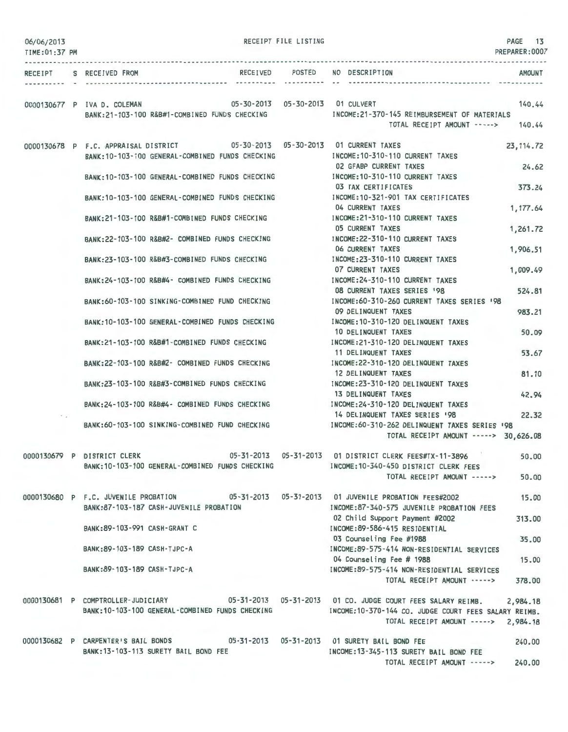06/06/2013 RECEIPT FILE LISTING PAGE 13
TIME:01:37 PM PREPARER:0007

| RECEIPT | S | RECEIVED FROM | RECEIVED | POSTED | NO DESCRIPTION | AMOUNT |
|---|---|---|---|---|---|---|
| 0000130677 | P | IVA D. COLEMAN | 05-30-2013 | 05-30-2013 | 01 CULVERT | 140.44 |
| | | BANK:21-103-100 R&B#1-COMBINED FUNDS CHECKING | | | INCOME:21-370-145 REIMBURSEMENT OF MATERIALS | |
| | | | | | TOTAL RECEIPT AMOUNT -----> | 140.44 |
| 0000130678 | P | F.C. APPRAISAL DISTRICT | 05-30-2013 | 05-30-2013 | 01 CURRENT TAXES | 23,114.72 |
| | | BANK:10-103-100 GENERAL-COMBINED FUNDS CHECKING | | | INCOME:10-310-110 CURRENT TAXES | |
| | | | | | 02 GFABP CURRENT TAXES | 24.62 |
| | | BANK:10-103-100 GENERAL-COMBINED FUNDS CHECKING | | | INCOME:10-310-110 CURRENT TAXES | |
| | | | | | 03 TAX CERTIFICATES | 373.24 |
| | | BANK:10-103-100 GENERAL-COMBINED FUNDS CHECKING | | | INCOME:10-321-901 TAX CERTIFICATES | |
| | | | | | 04 CURRENT TAXES | 1,177.64 |
| | | BANK:21-103-100 R&B#1-COMBINED FUNDS CHECKING | | | INCOME:21-310-110 CURRENT TAXES | |
| | | | | | 05 CURRENT TAXES | 1,261.72 |
| | | BANK:22-103-100 R&B#2- COMBINED FUNDS CHECKING | | | INCOME:22-310-110 CURRENT TAXES | |
| | | | | | 06 CURRENT TAXES | 1,906.51 |
| | | BANK:23-103-100 R&B#3-COMBINED FUNDS CHECKING | | | INCOME:23-310-110 CURRENT TAXES | |
| | | | | | 07 CURRENT TAXES | 1,009.49 |
| | | BANK:24-103-100 R&B#4- COMBINED FUNDS CHECKING | | | INCOME:24-310-110 CURRENT TAXES | |
| | | | | | 08 CURRENT TAXES SERIES '98 | 524.81 |
| | | BANK:60-103-100 SINKING-COMBINED FUND CHECKING | | | INCOME:60-310-260 CURRENT TAXES SERIES '98 | |
| | | | | | 09 DELINQUENT TAXES | 983.21 |
| | | BANK:10-103-100 GENERAL-COMBINED FUNDS CHECKING | | | INCOME:10-310-120 DELINQUENT TAXES | |
| | | | | | 10 DELINQUENT TAXES | 50.09 |
| | | BANK:21-103-100 R&B#1-COMBINED FUNDS CHECKING | | | INCOME:21-310-120 DELINQUENT TAXES | |
| | | | | | 11 DELINQUENT TAXES | 53.67 |
| | | BANK:22-103-100 R&B#2- COMBINED FUNDS CHECKING | | | INCOME:22-310-120 DELINQUENT TAXES | |
| | | | | | 12 DELINQUENT TAXES | 81.10 |
| | | BANK:23-103-100 R&B#3-COMBINED FUNDS CHECKING | | | INCOME:23-310-120 DELINQUENT TAXES | |
| | | | | | 13 DELINQUENT TAXES | 42.94 |
| | | BANK:24-103-100 R&B#4- COMBINED FUNDS CHECKING | | | INCOME:24-310-120 DELINQUENT TAXES | |
| | | | | | 14 DELINQUENT TAXES SERIES '98 | 22.32 |
| | | BANK:60-103-100 SINKING-COMBINED FUND CHECKING | | | INCOME:60-310-262 DELINQUENT TAXES SERIES '98 | |
| | | | | | TOTAL RECEIPT AMOUNT -----> | 30,626.08 |
| 0000130679 | P | DISTRICT CLERK | 05-31-2013 | 05-31-2013 | 01 DISTRICT CLERK FEES#TX-11-3896 | 50.00 |
| | | BANK:10-103-100 GENERAL-COMBINED FUNDS CHECKING | | | INCOME:10-340-450 DISTRICT CLERK FEES | |
| | | | | | TOTAL RECEIPT AMOUNT -----> | 50.00 |
| 0000130680 | P | F.C. JUVENILE PROBATION | 05-31-2013 | 05-31-2013 | 01 JUVENILE PROBATION FEES#2002 | 15.00 |
| | | BANK:87-103-187 CASH-JUVENILE PROBATION | | | INCOME:87-340-575 JUVENILE PROBATION FEES | |
| | | | | | 02 Child Support Payment #2002 | 313.00 |
| | | BANK:89-103-991 CASH-GRANT C | | | INCOME:89-586-415 RESIDENTIAL | |
| | | | | | 03 Counseling Fee #1988 | 35.00 |
| | | BANK:89-103-189 CASH-TJPC-A | | | INCOME:89-575-414 NON-RESIDENTIAL SERVICES | |
| | | | | | 04 Counseling Fee # 1988 | 15.00 |
| | | BANK:89-103-189 CASH-TJPC-A | | | INCOME:89-575-414 NON-RESIDENTIAL SERVICES | |
| | | | | | TOTAL RECEIPT AMOUNT -----> | 378.00 |
| 0000130681 | P | COMPTROLLER-JUDICIARY | 05-31-2013 | 05-31-2013 | 01 CO. JUDGE COURT FEES SALARY REIMB. | 2,984.18 |
| | | BANK:10-103-100 GENERAL-COMBINED FUNDS CHECKING | | | INCOME:10-370-144 CO. JUDGE COURT FEES SALARY REIMB. | |
| | | | | | TOTAL RECEIPT AMOUNT -----> | 2,984.18 |
| 0000130682 | P | CARPENTER'S BAIL BONDS | 05-31-2013 | 05-31-2013 | 01 SURETY BAIL BOND FEE | 240.00 |
| | | BANK:13-103-113 SURETY BAIL BOND FEE | | | INCOME:13-345-113 SURETY BAIL BOND FEE | |
| | | | | | TOTAL RECEIPT AMOUNT -----> | 240.00 |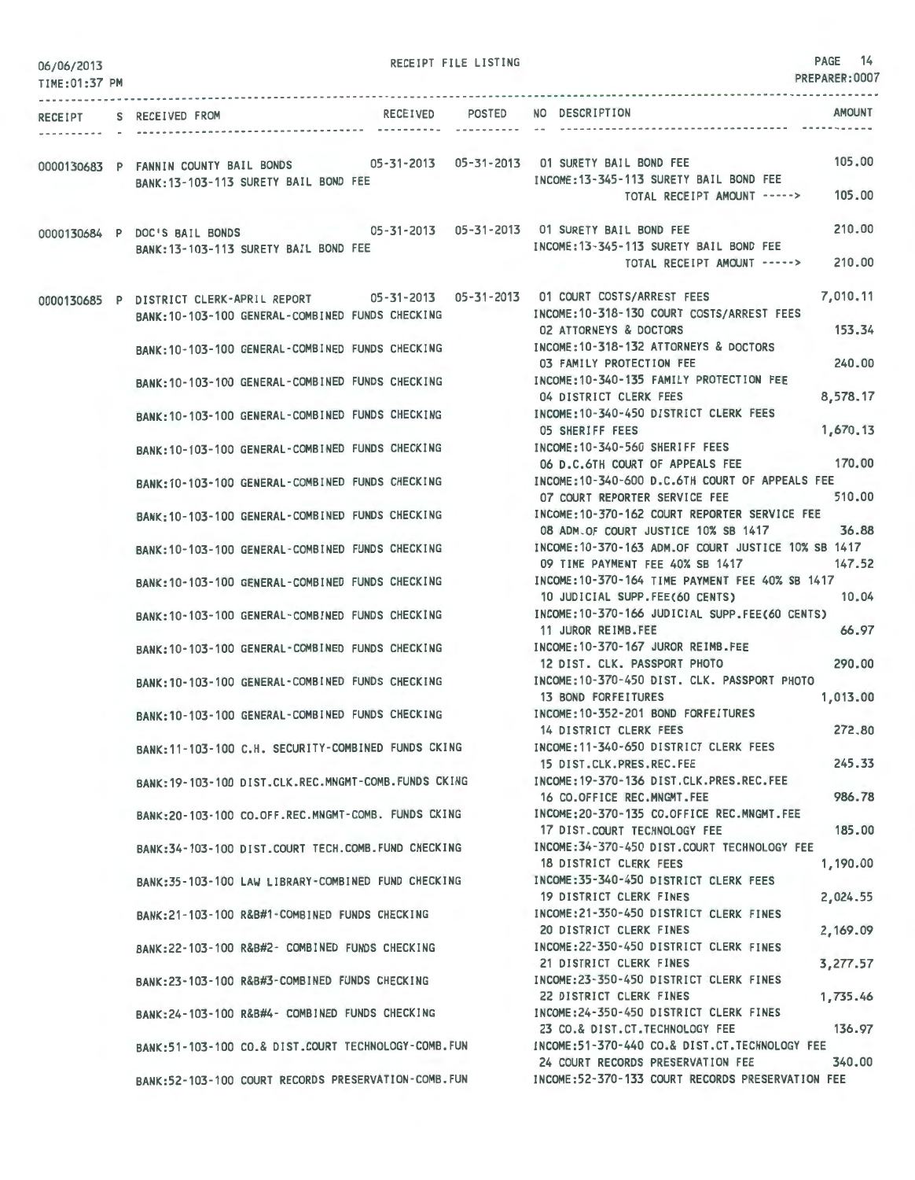RECEIPT FILE LISTING

06/06/2013
TIME:01:37 PM

PREPARER:0007

| RECEIPT | S | RECEIVED FROM | RECEIVED | POSTED | NO DESCRIPTION | AMOUNT |
|---|---|---|---|---|---|---|
| 0000130683 | P | FANNIN COUNTY BAIL BONDS | 05-31-2013 | 05-31-2013 | 01 SURETY BAIL BOND FEE | 105.00 |
| | | BANK:13-103-113 SURETY BAIL BOND FEE | | | INCOME:13-345-113 SURETY BAIL BOND FEE | |
| | | | | | TOTAL RECEIPT AMOUNT -----> | 105.00 |
| 0000130684 | P | DOC'S BAIL BONDS | 05-31-2013 | 05-31-2013 | 01 SURETY BAIL BOND FEE | 210.00 |
| | | BANK:13-103-113 SURETY BAIL BOND FEE | | | INCOME:13-345-113 SURETY BAIL BOND FEE | |
| | | | | | TOTAL RECEIPT AMOUNT -----> | 210.00 |
| 0000130685 | P | DISTRICT CLERK-APRIL REPORT | 05-31-2013 | 05-31-2013 | 01 COURT COSTS/ARREST FEES | 7,010.11 |
| | | BANK:10-103-100 GENERAL-COMBINED FUNDS CHECKING | | | INCOME:10-318-130 COURT COSTS/ARREST FEES | |
| | | | | | 02 ATTORNEYS & DOCTORS | 153.34 |
| | | BANK:10-103-100 GENERAL-COMBINED FUNDS CHECKING | | | INCOME:10-318-132 ATTORNEYS & DOCTORS | |
| | | | | | 03 FAMILY PROTECTION FEE | 240.00 |
| | | BANK:10-103-100 GENERAL-COMBINED FUNDS CHECKING | | | INCOME:10-340-135 FAMILY PROTECTION FEE | |
| | | | | | 04 DISTRICT CLERK FEES | 8,578.17 |
| | | BANK:10-103-100 GENERAL-COMBINED FUNDS CHECKING | | | INCOME:10-340-450 DISTRICT CLERK FEES | |
| | | | | | 05 SHERIFF FEES | 1,670.13 |
| | | BANK:10-103-100 GENERAL-COMBINED FUNDS CHECKING | | | INCOME:10-340-560 SHERIFF FEES | |
| | | | | | 06 D.C.6TH COURT OF APPEALS FEE | 170.00 |
| | | BANK:10-103-100 GENERAL-COMBINED FUNDS CHECKING | | | INCOME:10-340-600 D.C.6TH COURT OF APPEALS FEE | |
| | | | | | 07 COURT REPORTER SERVICE FEE | 510.00 |
| | | BANK:10-103-100 GENERAL-COMBINED FUNDS CHECKING | | | INCOME:10-370-162 COURT REPORTER SERVICE FEE | |
| | | | | | 08 ADM.OF COURT JUSTICE 10% SB 1417 | 36.88 |
| | | BANK:10-103-100 GENERAL-COMBINED FUNDS CHECKING | | | INCOME:10-370-163 ADM.OF COURT JUSTICE 10% SB 1417 | |
| | | | | | 09 TIME PAYMENT FEE 40% SB 1417 | 147.52 |
| | | BANK:10-103-100 GENERAL-COMBINED FUNDS CHECKING | | | INCOME:10-370-164 TIME PAYMENT FEE 40% SB 1417 | |
| | | | | | 10 JUDICIAL SUPP.FEE(60 CENTS) | 10.04 |
| | | BANK:10-103-100 GENERAL-COMBINED FUNDS CHECKING | | | INCOME:10-370-166 JUDICIAL SUPP.FEE(60 CENTS) | |
| | | | | | 11 JUROR REIMB.FEE | 66.97 |
| | | BANK:10-103-100 GENERAL-COMBINED FUNDS CHECKING | | | INCOME:10-370-167 JUROR REIMB.FEE | |
| | | | | | 12 DIST. CLK. PASSPORT PHOTO | 290.00 |
| | | BANK:10-103-100 GENERAL-COMBINED FUNDS CHECKING | | | INCOME:10-370-450 DIST. CLK. PASSPORT PHOTO | |
| | | | | | 13 BOND FORFEITURES | 1,013.00 |
| | | BANK:10-103-100 GENERAL-COMBINED FUNDS CHECKING | | | INCOME:10-352-201 BOND FORFEITURES | |
| | | | | | 14 DISTRICT CLERK FEES | 272.80 |
| | | BANK:11-103-100 C.H. SECURITY-COMBINED FUNDS CKING | | | INCOME:11-340-650 DISTRICT CLERK FEES | |
| | | | | | 15 DIST.CLK.PRES.REC.FEE | 245.33 |
| | | BANK:19-103-100 DIST.CLK.REC.MNGMT-COMB.FUNDS CKING | | | INCOME:19-370-136 DIST.CLK.PRES.REC.FEE | |
| | | | | | 16 CO.OFFICE REC.MNGMT.FEE | 986.78 |
| | | BANK:20-103-100 CO.OFF.REC.MNGMT-COMB. FUNDS CKING | | | INCOME:20-370-135 CO.OFFICE REC.MNGMT.FEE | |
| | | | | | 17 DIST.COURT TECHNOLOGY FEE | 185.00 |
| | | BANK:34-103-100 DIST.COURT TECH.COMB.FUND CHECKING | | | INCOME:34-370-450 DIST.COURT TECHNOLOGY FEE | |
| | | | | | 18 DISTRICT CLERK FEES | 1,190.00 |
| | | BANK:35-103-100 LAW LIBRARY-COMBINED FUND CHECKING | | | INCOME:35-340-450 DISTRICT CLERK FEES | |
| | | | | | 19 DISTRICT CLERK FINES | 2,024.55 |
| | | BANK:21-103-100 R&B#1-COMBINED FUNDS CHECKING | | | INCOME:21-350-450 DISTRICT CLERK FINES | |
| | | | | | 20 DISTRICT CLERK FINES | 2,169.09 |
| | | BANK:22-103-100 R&B#2- COMBINED FUNDS CHECKING | | | INCOME:22-350-450 DISTRICT CLERK FINES | |
| | | | | | 21 DISTRICT CLERK FINES | 3,277.57 |
| | | BANK:23-103-100 R&B#3-COMBINED FUNDS CHECKING | | | INCOME:23-350-450 DISTRICT CLERK FINES | |
| | | | | | 22 DISTRICT CLERK FINES | 1,735.46 |
| | | BANK:24-103-100 R&B#4- COMBINED FUNDS CHECKING | | | INCOME:24-350-450 DISTRICT CLERK FINES | |
| | | | | | 23 CO.& DIST.CT.TECHNOLOGY FEE | 136.97 |
| | | BANK:51-103-100 CO.& DIST.COURT TECHNOLOGY-COMB.FUN | | | INCOME:51-370-440 CO.& DIST.CT.TECHNOLOGY FEE | |
| | | | | | 24 COURT RECORDS PRESERVATION FEE | 340.00 |
| | | BANK:52-103-100 COURT RECORDS PRESERVATION-COMB.FUN | | | INCOME:52-370-133 COURT RECORDS PRESERVATION FEE | |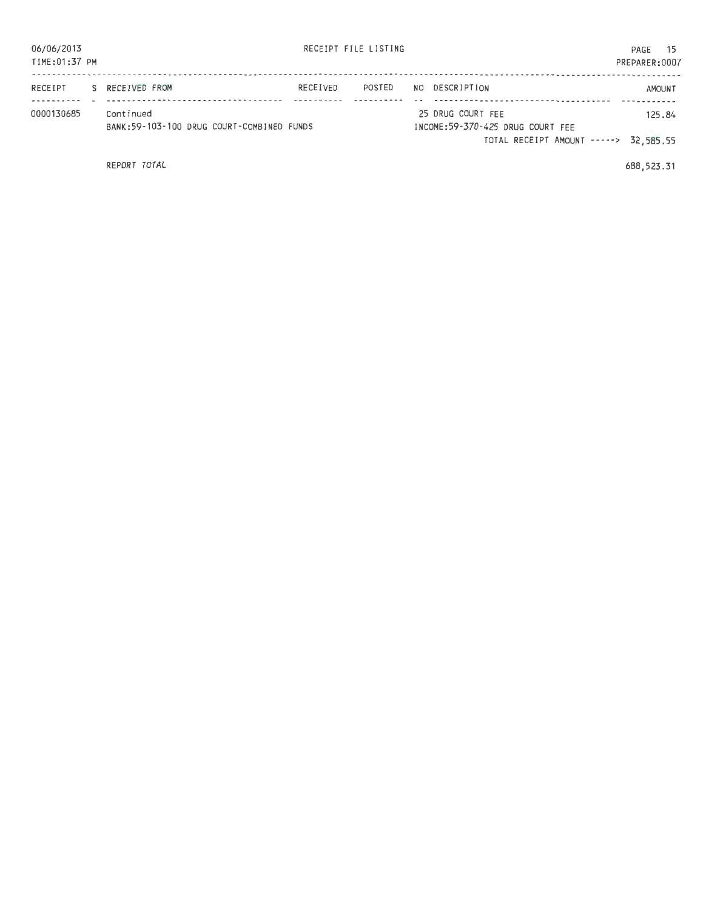RECEIPT FILE LISTING

| RECEIPT | S | RECEIVED FROM | RECEIVED | POSTED | NO | DESCRIPTION | AMOUNT |
|---|---|---|---|---|---|---|---|
| 0000130685 | | Continued | | | 25 | DRUG COURT FEE | 125.84 |
| | | BANK:59-103-100 DRUG COURT-COMBINED FUNDS | | | | INCOME:59-370-425 DRUG COURT FEE | |
| | | | | | | TOTAL RECEIPT AMOUNT -----> | 32,585.55 |
| | | REPORT TOTAL | | | | | 688,523.31 |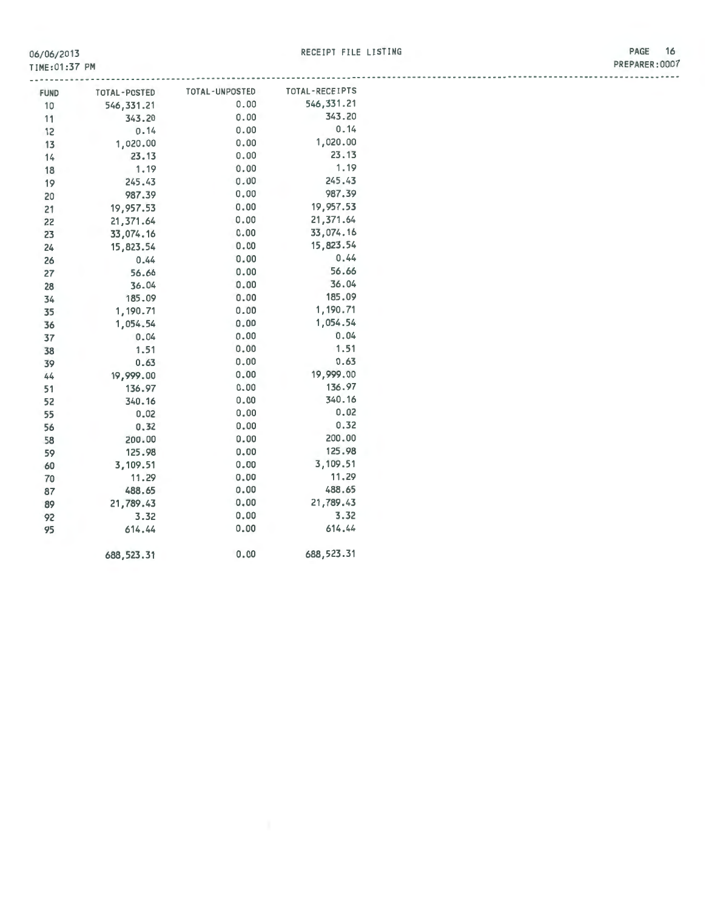06/06/2013
TIME:01:37 PM

RECEIPT FILE LISTING

PREPARER:0007

| FUND | TOTAL-POSTED | TOTAL-UNPOSTED | TOTAL-RECEIPTS |
|---|---|---|---|
| 10 | 546,331.21 | 0.00 | 546,331.21 |
| 11 | 343.20 | 0.00 | 343.20 |
| 12 | 0.14 | 0.00 | 0.14 |
| 13 | 1,020.00 | 0.00 | 1,020.00 |
| 14 | 23.13 | 0.00 | 23.13 |
| 18 | 1.19 | 0.00 | 1.19 |
| 19 | 245.43 | 0.00 | 245.43 |
| 20 | 987.39 | 0.00 | 987.39 |
| 21 | 19,957.53 | 0.00 | 19,957.53 |
| 22 | 21,371.64 | 0.00 | 21,371.64 |
| 23 | 33,074.16 | 0.00 | 33,074.16 |
| 24 | 15,823.54 | 0.00 | 15,823.54 |
| 26 | 0.44 | 0.00 | 0.44 |
| 27 | 56.66 | 0.00 | 56.66 |
| 28 | 36.04 | 0.00 | 36.04 |
| 34 | 185.09 | 0.00 | 185.09 |
| 35 | 1,190.71 | 0.00 | 1,190.71 |
| 36 | 1,054.54 | 0.00 | 1,054.54 |
| 37 | 0.04 | 0.00 | 0.04 |
| 38 | 1.51 | 0.00 | 1.51 |
| 39 | 0.63 | 0.00 | 0.63 |
| 44 | 19,999.00 | 0.00 | 19,999.00 |
| 51 | 136.97 | 0.00 | 136.97 |
| 52 | 340.16 | 0.00 | 340.16 |
| 55 | 0.02 | 0.00 | 0.02 |
| 56 | 0.32 | 0.00 | 0.32 |
| 58 | 200.00 | 0.00 | 200.00 |
| 59 | 125.98 | 0.00 | 125.98 |
| 60 | 3,109.51 | 0.00 | 3,109.51 |
| 70 | 11.29 | 0.00 | 11.29 |
| 87 | 488.65 | 0.00 | 488.65 |
| 89 | 21,789.43 | 0.00 | 21,789.43 |
| 92 | 3.32 | 0.00 | 3.32 |
| 95 | 614.44 | 0.00 | 614.44 |
| | 688,523.31 | 0.00 | 688,523.31 |